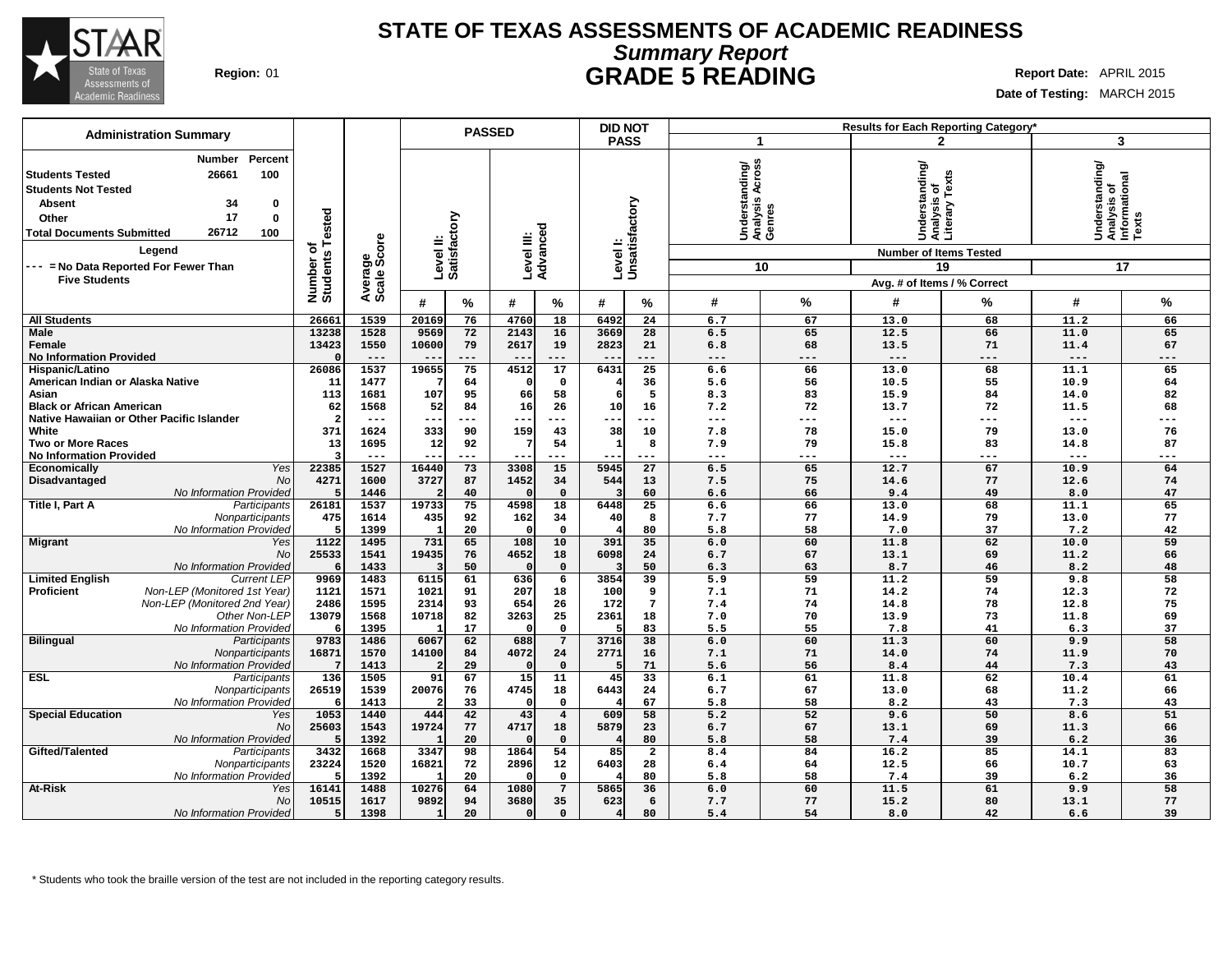# STATE OF TEXAS ASSESSMENTS OF ACADEMIC READINESS

## *Summary Report*

## GRADE 5 READING

**Region:** 01

**Report Date:** APRIL 2015

**Date of Testing:** MARCH 2015

### Administration Summary

| | Number | Percent |
|---|---|---|
| Students Tested | 26661 | 100 |
| Students Not Tested | | |
| Absent | 34 | 0 |
| Other | 17 | 0 |
| Total Documents Submitted | 26712 | 100 |

**Legend**

--- = No Data Reported For Fewer Than Five Students

| | | Number of Students Tested | Average Scale Score | PASSED | | | | DID NOT PASS | | Results for Each Reporting Category* | | | | | |
|---|---|---|---|---|---|---|---|---|---|---|---|---|---|---|---|
| | | | | Level II: Satisfactory | | Level III: Advanced | | Level I: Unsatisfactory | | 1 Understanding/ Analysis Across Genres (10 Items) | | 2 Understanding/ Analysis of Literary Texts (19 Items) | | 3 Understanding/ Analysis of Informational Texts (17 Items) | |
| | | | | # | % | # | % | # | % | # | % | # | % | # | % |
| All Students | | 26661 | 1539 | 20169 | 76 | 4760 | 18 | 6492 | 24 | 6.7 | 67 | 13.0 | 68 | 11.2 | 66 |
| Male | | 13238 | 1528 | 9569 | 72 | 2143 | 16 | 3669 | 28 | 6.5 | 65 | 12.5 | 66 | 11.0 | 65 |
| Female | | 13423 | 1550 | 10600 | 79 | 2617 | 19 | 2823 | 21 | 6.8 | 68 | 13.5 | 71 | 11.4 | 67 |
| No Information Provided | | 0 | --- | --- | --- | --- | --- | --- | --- | --- | --- | --- | --- | --- | --- |
| Hispanic/Latino | | 26086 | 1537 | 19655 | 75 | 4512 | 17 | 6431 | 25 | 6.6 | 66 | 13.0 | 68 | 11.1 | 65 |
| American Indian or Alaska Native | | 11 | 1477 | 7 | 64 | 0 | 0 | 4 | 36 | 5.6 | 56 | 10.5 | 55 | 10.9 | 64 |
| Asian | | 113 | 1681 | 107 | 95 | 66 | 58 | 6 | 5 | 8.3 | 83 | 15.9 | 84 | 14.0 | 82 |
| Black or African American | | 62 | 1568 | 52 | 84 | 16 | 26 | 10 | 16 | 7.2 | 72 | 13.7 | 72 | 11.5 | 68 |
| Native Hawaiian or Other Pacific Islander | | 2 | --- | --- | --- | --- | --- | --- | --- | --- | --- | --- | --- | --- | --- |
| White | | 371 | 1624 | 333 | 90 | 159 | 43 | 38 | 10 | 7.8 | 78 | 15.0 | 79 | 13.0 | 76 |
| Two or More Races | | 13 | 1695 | 12 | 92 | 7 | 54 | 1 | 8 | 7.9 | 79 | 15.8 | 83 | 14.8 | 87 |
| No Information Provided | | 3 | --- | --- | --- | --- | --- | --- | --- | --- | --- | --- | --- | --- | --- |
| Economically Disadvantaged | *Yes* | 22385 | 1527 | 16440 | 73 | 3308 | 15 | 5945 | 27 | 6.5 | 65 | 12.7 | 67 | 10.9 | 64 |
| | *No* | 4271 | 1600 | 3727 | 87 | 1452 | 34 | 544 | 13 | 7.5 | 75 | 14.6 | 77 | 12.6 | 74 |
| | *No Information Provided* | 5 | 1446 | 2 | 40 | 0 | 0 | 3 | 60 | 6.6 | 66 | 9.4 | 49 | 8.0 | 47 |
| Title I, Part A | *Participants* | 26181 | 1537 | 19733 | 75 | 4598 | 18 | 6448 | 25 | 6.6 | 66 | 13.0 | 68 | 11.1 | 65 |
| | *Nonparticipants* | 475 | 1614 | 435 | 92 | 162 | 34 | 40 | 8 | 7.7 | 77 | 14.9 | 79 | 13.0 | 77 |
| | *No Information Provided* | 5 | 1399 | 1 | 20 | 0 | 0 | 4 | 80 | 5.8 | 58 | 7.0 | 37 | 7.2 | 42 |
| Migrant | *Yes* | 1122 | 1495 | 731 | 65 | 108 | 10 | 391 | 35 | 6.0 | 60 | 11.8 | 62 | 10.0 | 59 |
| | *No* | 25533 | 1541 | 19435 | 76 | 4652 | 18 | 6098 | 24 | 6.7 | 67 | 13.1 | 69 | 11.2 | 66 |
| | *No Information Provided* | 6 | 1433 | 3 | 50 | 0 | 0 | 3 | 50 | 6.3 | 63 | 8.7 | 46 | 8.2 | 48 |
| Limited English Proficient | *Current LEP* | 9969 | 1483 | 6115 | 61 | 636 | 6 | 3854 | 39 | 5.9 | 59 | 11.2 | 59 | 9.8 | 58 |
| | *Non-LEP (Monitored 1st Year)* | 1121 | 1571 | 1021 | 91 | 207 | 18 | 100 | 9 | 7.1 | 71 | 14.2 | 74 | 12.3 | 72 |
| | *Non-LEP (Monitored 2nd Year)* | 2486 | 1595 | 2314 | 93 | 654 | 26 | 172 | 7 | 7.4 | 74 | 14.8 | 78 | 12.8 | 75 |
| | *Other Non-LEP* | 13079 | 1568 | 10718 | 82 | 3263 | 25 | 2361 | 18 | 7.0 | 70 | 13.9 | 73 | 11.8 | 69 |
| | *No Information Provided* | 6 | 1395 | 1 | 17 | 0 | 0 | 5 | 83 | 5.5 | 55 | 7.8 | 41 | 6.3 | 37 |
| Bilingual | *Participants* | 9783 | 1486 | 6067 | 62 | 688 | 7 | 3716 | 38 | 6.0 | 60 | 11.3 | 60 | 9.9 | 58 |
| | *Nonparticipants* | 16871 | 1570 | 14100 | 84 | 4072 | 24 | 2771 | 16 | 7.1 | 71 | 14.0 | 74 | 11.9 | 70 |
| | *No Information Provided* | 7 | 1413 | 2 | 29 | 0 | 0 | 5 | 71 | 5.6 | 56 | 8.4 | 44 | 7.3 | 43 |
| ESL | *Participants* | 136 | 1505 | 91 | 67 | 15 | 11 | 45 | 33 | 6.1 | 61 | 11.8 | 62 | 10.4 | 61 |
| | *Nonparticipants* | 26519 | 1539 | 20076 | 76 | 4745 | 18 | 6443 | 24 | 6.7 | 67 | 13.0 | 68 | 11.2 | 66 |
| | *No Information Provided* | 6 | 1413 | 2 | 33 | 0 | 0 | 4 | 67 | 5.8 | 58 | 8.2 | 43 | 7.3 | 43 |
| Special Education | *Yes* | 1053 | 1440 | 444 | 42 | 43 | 4 | 609 | 58 | 5.2 | 52 | 9.6 | 50 | 8.6 | 51 |
| | *No* | 25603 | 1543 | 19724 | 77 | 4717 | 18 | 5879 | 23 | 6.7 | 67 | 13.1 | 69 | 11.3 | 66 |
| | *No Information Provided* | 5 | 1392 | 1 | 20 | 0 | 0 | 4 | 80 | 5.8 | 58 | 7.4 | 39 | 6.2 | 36 |
| Gifted/Talented | *Participants* | 3432 | 1668 | 3347 | 98 | 1864 | 54 | 85 | 2 | 8.4 | 84 | 16.2 | 85 | 14.1 | 83 |
| | *Nonparticipants* | 23224 | 1520 | 16821 | 72 | 2896 | 12 | 6403 | 28 | 6.4 | 64 | 12.5 | 66 | 10.7 | 63 |
| | *No Information Provided* | 5 | 1392 | 1 | 20 | 0 | 0 | 4 | 80 | 5.8 | 58 | 7.4 | 39 | 6.2 | 36 |
| At-Risk | *Yes* | 16141 | 1488 | 10276 | 64 | 1080 | 7 | 5865 | 36 | 6.0 | 60 | 11.5 | 61 | 9.9 | 58 |
| | *No* | 10515 | 1617 | 9892 | 94 | 3680 | 35 | 623 | 6 | 7.7 | 77 | 15.2 | 80 | 13.1 | 77 |
| | *No Information Provided* | 5 | 1398 | 1 | 20 | 0 | 0 | 4 | 80 | 5.4 | 54 | 8.0 | 42 | 6.6 | 39 |

\* Students who took the braille version of the test are not included in the reporting category results.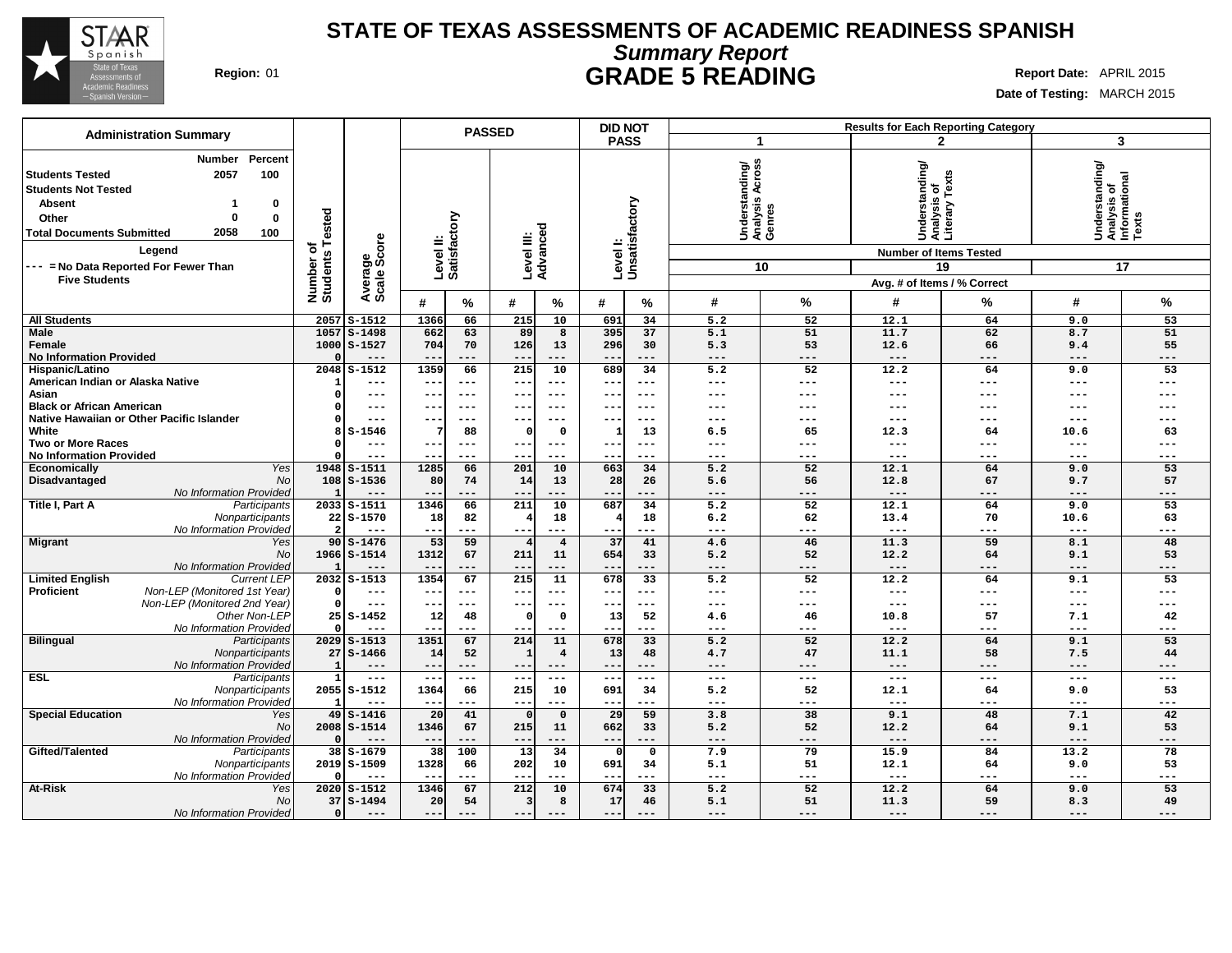# STATE OF TEXAS ASSESSMENTS OF ACADEMIC READINESS SPANISH

## *Summary Report*

## GRADE 5 READING

**Region:** 01

**Report Date:** APRIL 2015

**Date of Testing:** MARCH 2015

### Administration Summary

| | Number | Percent |
|---|---|---|
| Students Tested | 2057 | 100 |
| Students Not Tested | | |
| Absent | 1 | 0 |
| Other | 0 | 0 |
| Total Documents Submitted | 2058 | 100 |

**Legend**

--- = No Data Reported For Fewer Than Five Students

| | | Number of Students Tested | Average Scale Score | PASSED Level II: Satisfactory # | PASSED Level II: Satisfactory % | PASSED Level III: Advanced # | PASSED Level III: Advanced % | DID NOT PASS Level I: Unsatisfactory # | DID NOT PASS Level I: Unsatisfactory % | 1 Understanding/Analysis Across Genres (10 items) Avg. # | 1 % | 2 Understanding/Analysis of Literary Texts (19 items) Avg. # | 2 % | 3 Understanding/Analysis of Informational Texts (17 items) Avg. # | 3 % |
|---|---|---|---|---|---|---|---|---|---|---|---|---|---|---|---|
| All Students | | 2057 | S-1512 | 1366 | 66 | 215 | 10 | 691 | 34 | 5.2 | 52 | 12.1 | 64 | 9.0 | 53 |
| Male | | 1057 | S-1498 | 662 | 63 | 89 | 8 | 395 | 37 | 5.1 | 51 | 11.7 | 62 | 8.7 | 51 |
| Female | | 1000 | S-1527 | 704 | 70 | 126 | 13 | 296 | 30 | 5.3 | 53 | 12.6 | 66 | 9.4 | 55 |
| No Information Provided | | 0 | --- | --- | --- | --- | --- | --- | --- | --- | --- | --- | --- | --- | --- |
| Hispanic/Latino | | 2048 | S-1512 | 1359 | 66 | 215 | 10 | 689 | 34 | 5.2 | 52 | 12.2 | 64 | 9.0 | 53 |
| American Indian or Alaska Native | | 1 | --- | --- | --- | --- | --- | --- | --- | --- | --- | --- | --- | --- | --- |
| Asian | | 0 | --- | --- | --- | --- | --- | --- | --- | --- | --- | --- | --- | --- | --- |
| Black or African American | | 0 | --- | --- | --- | --- | --- | --- | --- | --- | --- | --- | --- | --- | --- |
| Native Hawaiian or Other Pacific Islander | | 0 | --- | --- | --- | --- | --- | --- | --- | --- | --- | --- | --- | --- | --- |
| White | | 8 | S-1546 | 7 | 88 | 0 | 0 | 1 | 13 | 6.5 | 65 | 12.3 | 64 | 10.6 | 63 |
| Two or More Races | | 0 | --- | --- | --- | --- | --- | --- | --- | --- | --- | --- | --- | --- | --- |
| No Information Provided | | 0 | --- | --- | --- | --- | --- | --- | --- | --- | --- | --- | --- | --- | --- |
| Economically Disadvantaged | Yes | 1948 | S-1511 | 1285 | 66 | 201 | 10 | 663 | 34 | 5.2 | 52 | 12.1 | 64 | 9.0 | 53 |
| | No | 108 | S-1536 | 80 | 74 | 14 | 13 | 28 | 26 | 5.6 | 56 | 12.8 | 67 | 9.7 | 57 |
| | No Information Provided | 1 | --- | --- | --- | --- | --- | --- | --- | --- | --- | --- | --- | --- | --- |
| Title I, Part A | Participants | 2033 | S-1511 | 1346 | 66 | 211 | 10 | 687 | 34 | 5.2 | 52 | 12.1 | 64 | 9.0 | 53 |
| | Nonparticipants | 22 | S-1570 | 18 | 82 | 4 | 18 | 4 | 18 | 6.2 | 62 | 13.4 | 70 | 10.6 | 63 |
| | No Information Provided | 2 | --- | --- | --- | --- | --- | --- | --- | --- | --- | --- | --- | --- | --- |
| Migrant | Yes | 90 | S-1476 | 53 | 59 | 4 | 4 | 37 | 41 | 4.6 | 46 | 11.3 | 59 | 8.1 | 48 |
| | No | 1966 | S-1514 | 1312 | 67 | 211 | 11 | 654 | 33 | 5.2 | 52 | 12.2 | 64 | 9.1 | 53 |
| | No Information Provided | 1 | --- | --- | --- | --- | --- | --- | --- | --- | --- | --- | --- | --- | --- |
| Limited English Proficient | Current LEP | 2032 | S-1513 | 1354 | 67 | 215 | 11 | 678 | 33 | 5.2 | 52 | 12.2 | 64 | 9.1 | 53 |
| | Non-LEP (Monitored 1st Year) | 0 | --- | --- | --- | --- | --- | --- | --- | --- | --- | --- | --- | --- | --- |
| | Non-LEP (Monitored 2nd Year) | 0 | --- | --- | --- | --- | --- | --- | --- | --- | --- | --- | --- | --- | --- |
| | Other Non-LEP | 25 | S-1452 | 12 | 48 | 0 | 0 | 13 | 52 | 4.6 | 46 | 10.8 | 57 | 7.1 | 42 |
| | No Information Provided | 0 | --- | --- | --- | --- | --- | --- | --- | --- | --- | --- | --- | --- | --- |
| Bilingual | Participants | 2029 | S-1513 | 1351 | 67 | 214 | 11 | 678 | 33 | 5.2 | 52 | 12.2 | 64 | 9.1 | 53 |
| | Nonparticipants | 27 | S-1466 | 14 | 52 | 1 | 4 | 13 | 48 | 4.7 | 47 | 11.1 | 58 | 7.5 | 44 |
| | No Information Provided | 1 | --- | --- | --- | --- | --- | --- | --- | --- | --- | --- | --- | --- | --- |
| ESL | Participants | 1 | --- | --- | --- | --- | --- | --- | --- | --- | --- | --- | --- | --- | --- |
| | Nonparticipants | 2055 | S-1512 | 1364 | 66 | 215 | 10 | 691 | 34 | 5.2 | 52 | 12.1 | 64 | 9.0 | 53 |
| | No Information Provided | 1 | --- | --- | --- | --- | --- | --- | --- | --- | --- | --- | --- | --- | --- |
| Special Education | Yes | 49 | S-1416 | 20 | 41 | 0 | 0 | 29 | 59 | 3.8 | 38 | 9.1 | 48 | 7.1 | 42 |
| | No | 2008 | S-1514 | 1346 | 67 | 215 | 11 | 662 | 33 | 5.2 | 52 | 12.2 | 64 | 9.1 | 53 |
| | No Information Provided | 0 | --- | --- | --- | --- | --- | --- | --- | --- | --- | --- | --- | --- | --- |
| Gifted/Talented | Participants | 38 | S-1679 | 38 | 100 | 13 | 34 | 0 | 0 | 7.9 | 79 | 15.9 | 84 | 13.2 | 78 |
| | Nonparticipants | 2019 | S-1509 | 1328 | 66 | 202 | 10 | 691 | 34 | 5.1 | 51 | 12.1 | 64 | 9.0 | 53 |
| | No Information Provided | 0 | --- | --- | --- | --- | --- | --- | --- | --- | --- | --- | --- | --- | --- |
| At-Risk | Yes | 2020 | S-1512 | 1346 | 67 | 212 | 10 | 674 | 33 | 5.2 | 52 | 12.2 | 64 | 9.0 | 53 |
| | No | 37 | S-1494 | 20 | 54 | 3 | 8 | 17 | 46 | 5.1 | 51 | 11.3 | 59 | 8.3 | 49 |
| | No Information Provided | 0 | --- | --- | --- | --- | --- | --- | --- | --- | --- | --- | --- | --- | --- |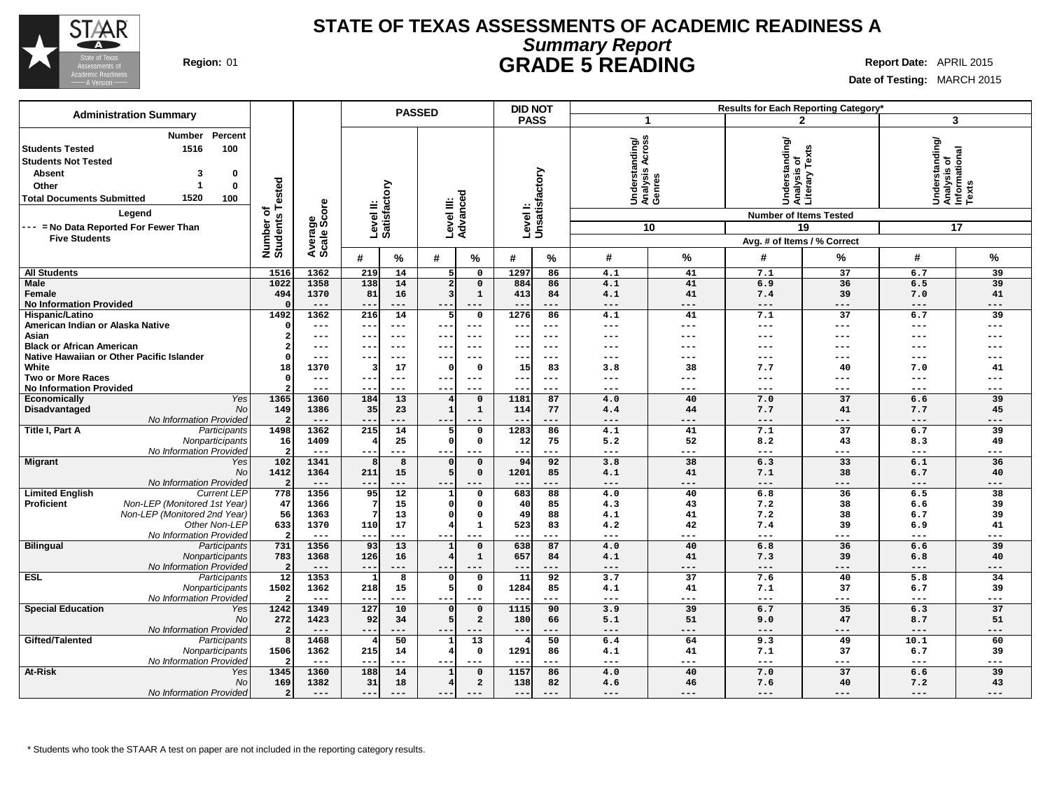# STATE OF TEXAS ASSESSMENTS OF ACADEMIC READINESS A

## *Summary Report*

## GRADE 5 READING

**Region:** 01

**Report Date:** APRIL 2015

**Date of Testing:** MARCH 2015

### Administration Summary

| | Number | Percent |
|---|---|---|
| **Students Tested** | 1516 | 100 |
| **Students Not Tested** | | |
| Absent | 3 | 0 |
| Other | 1 | 0 |
| **Total Documents Submitted** | 1520 | 100 |

**Legend**

--- = No Data Reported For Fewer Than Five Students

| | | Number of Students Tested | Average Scale Score | PASSED | | | | DID NOT PASS | | Results for Each Reporting Category* | | | | | |
|---|---|---|---|---|---|---|---|---|---|---|---|---|---|---|---|
| | | | | Level II: Satisfactory | | Level III: Advanced | | Level I: Unsatisfactory | | 1 Understanding/ Analysis Across Genres | | 2 Understanding/ Analysis of Literary Texts | | 3 Understanding/ Analysis of Informational Texts | |
| | | | | | | | | | | Number of Items Tested: 10 | | Number of Items Tested: 19 | | Number of Items Tested: 17 | |
| | | | | # | % | # | % | # | % | # | % | # | % | # | % |
| **All Students** | | 1516 | 1362 | 219 | 14 | 5 | 0 | 1297 | 86 | 4.1 | 41 | 7.1 | 37 | 6.7 | 39 |
| **Male** | | 1022 | 1358 | 138 | 14 | 2 | 0 | 884 | 86 | 4.1 | 41 | 6.9 | 36 | 6.5 | 39 |
| **Female** | | 494 | 1370 | 81 | 16 | 3 | 1 | 413 | 84 | 4.1 | 41 | 7.4 | 39 | 7.0 | 41 |
| **No Information Provided** | | 0 | --- | --- | --- | --- | --- | --- | --- | --- | --- | --- | --- | --- | --- |
| **Hispanic/Latino** | | 1492 | 1362 | 216 | 14 | 5 | 0 | 1276 | 86 | 4.1 | 41 | 7.1 | 37 | 6.7 | 39 |
| **American Indian or Alaska Native** | | 0 | --- | --- | --- | --- | --- | --- | --- | --- | --- | --- | --- | --- | --- |
| **Asian** | | 2 | --- | --- | --- | --- | --- | --- | --- | --- | --- | --- | --- | --- | --- |
| **Black or African American** | | 2 | --- | --- | --- | --- | --- | --- | --- | --- | --- | --- | --- | --- | --- |
| **Native Hawaiian or Other Pacific Islander** | | 0 | --- | --- | --- | --- | --- | --- | --- | --- | --- | --- | --- | --- | --- |
| **White** | | 18 | 1370 | 3 | 17 | 0 | 0 | 15 | 83 | 3.8 | 38 | 7.7 | 40 | 7.0 | 41 |
| **Two or More Races** | | 0 | --- | --- | --- | --- | --- | --- | --- | --- | --- | --- | --- | --- | --- |
| **No Information Provided** | | 2 | --- | --- | --- | --- | --- | --- | --- | --- | --- | --- | --- | --- | --- |
| **Economically Disadvantaged** | *Yes* | 1365 | 1360 | 184 | 13 | 4 | 0 | 1181 | 87 | 4.0 | 40 | 7.0 | 37 | 6.6 | 39 |
| | *No* | 149 | 1386 | 35 | 23 | 1 | 1 | 114 | 77 | 4.4 | 44 | 7.7 | 41 | 7.7 | 45 |
| | *No Information Provided* | 2 | --- | --- | --- | --- | --- | --- | --- | --- | --- | --- | --- | --- | --- |
| **Title I, Part A** | *Participants* | 1498 | 1362 | 215 | 14 | 5 | 0 | 1283 | 86 | 4.1 | 41 | 7.1 | 37 | 6.7 | 39 |
| | *Nonparticipants* | 16 | 1409 | 4 | 25 | 0 | 0 | 12 | 75 | 5.2 | 52 | 8.2 | 43 | 8.3 | 49 |
| | *No Information Provided* | 2 | --- | --- | --- | --- | --- | --- | --- | --- | --- | --- | --- | --- | --- |
| **Migrant** | *Yes* | 102 | 1341 | 8 | 8 | 0 | 0 | 94 | 92 | 3.8 | 38 | 6.3 | 33 | 6.1 | 36 |
| | *No* | 1412 | 1364 | 211 | 15 | 5 | 0 | 1201 | 85 | 4.1 | 41 | 7.1 | 38 | 6.7 | 40 |
| | *No Information Provided* | 2 | --- | --- | --- | --- | --- | --- | --- | --- | --- | --- | --- | --- | --- |
| **Limited English Proficient** | *Current LEP* | 778 | 1356 | 95 | 12 | 1 | 0 | 683 | 88 | 4.0 | 40 | 6.8 | 36 | 6.5 | 38 |
| | *Non-LEP (Monitored 1st Year)* | 47 | 1366 | 7 | 15 | 0 | 0 | 40 | 85 | 4.3 | 43 | 7.2 | 38 | 6.6 | 39 |
| | *Non-LEP (Monitored 2nd Year)* | 56 | 1363 | 7 | 13 | 0 | 0 | 49 | 88 | 4.1 | 41 | 7.2 | 38 | 6.7 | 39 |
| | *Other Non-LEP* | 633 | 1370 | 110 | 17 | 4 | 1 | 523 | 83 | 4.2 | 42 | 7.4 | 39 | 6.9 | 41 |
| | *No Information Provided* | 2 | --- | --- | --- | --- | --- | --- | --- | --- | --- | --- | --- | --- | --- |
| **Bilingual** | *Participants* | 731 | 1356 | 93 | 13 | 1 | 0 | 638 | 87 | 4.0 | 40 | 6.8 | 36 | 6.6 | 39 |
| | *Nonparticipants* | 783 | 1368 | 126 | 16 | 4 | 1 | 657 | 84 | 4.1 | 41 | 7.3 | 39 | 6.8 | 40 |
| | *No Information Provided* | 2 | --- | --- | --- | --- | --- | --- | --- | --- | --- | --- | --- | --- | --- |
| **ESL** | *Participants* | 12 | 1353 | 1 | 8 | 0 | 0 | 11 | 92 | 3.7 | 37 | 7.6 | 40 | 5.8 | 34 |
| | *Nonparticipants* | 1502 | 1362 | 218 | 15 | 5 | 0 | 1284 | 85 | 4.1 | 41 | 7.1 | 37 | 6.7 | 39 |
| | *No Information Provided* | 2 | --- | --- | --- | --- | --- | --- | --- | --- | --- | --- | --- | --- | --- |
| **Special Education** | *Yes* | 1242 | 1349 | 127 | 10 | 0 | 0 | 1115 | 90 | 3.9 | 39 | 6.7 | 35 | 6.3 | 37 |
| | *No* | 272 | 1423 | 92 | 34 | 5 | 2 | 180 | 66 | 5.1 | 51 | 9.0 | 47 | 8.7 | 51 |
| | *No Information Provided* | 2 | --- | --- | --- | --- | --- | --- | --- | --- | --- | --- | --- | --- | --- |
| **Gifted/Talented** | *Participants* | 8 | 1468 | 4 | 50 | 1 | 13 | 4 | 50 | 6.4 | 64 | 9.3 | 49 | 10.1 | 60 |
| | *Nonparticipants* | 1506 | 1362 | 215 | 14 | 4 | 0 | 1291 | 86 | 4.1 | 41 | 7.1 | 37 | 6.7 | 39 |
| | *No Information Provided* | 2 | --- | --- | --- | --- | --- | --- | --- | --- | --- | --- | --- | --- | --- |
| **At-Risk** | *Yes* | 1345 | 1360 | 188 | 14 | 1 | 0 | 1157 | 86 | 4.0 | 40 | 7.0 | 37 | 6.6 | 39 |
| | *No* | 169 | 1382 | 31 | 18 | 4 | 2 | 138 | 82 | 4.6 | 46 | 7.6 | 40 | 7.2 | 43 |
| | *No Information Provided* | 2 | --- | --- | --- | --- | --- | --- | --- | --- | --- | --- | --- | --- | --- |

Avg. # of Items / % Correct

\* Students who took the STAAR A test on paper are not included in the reporting category results.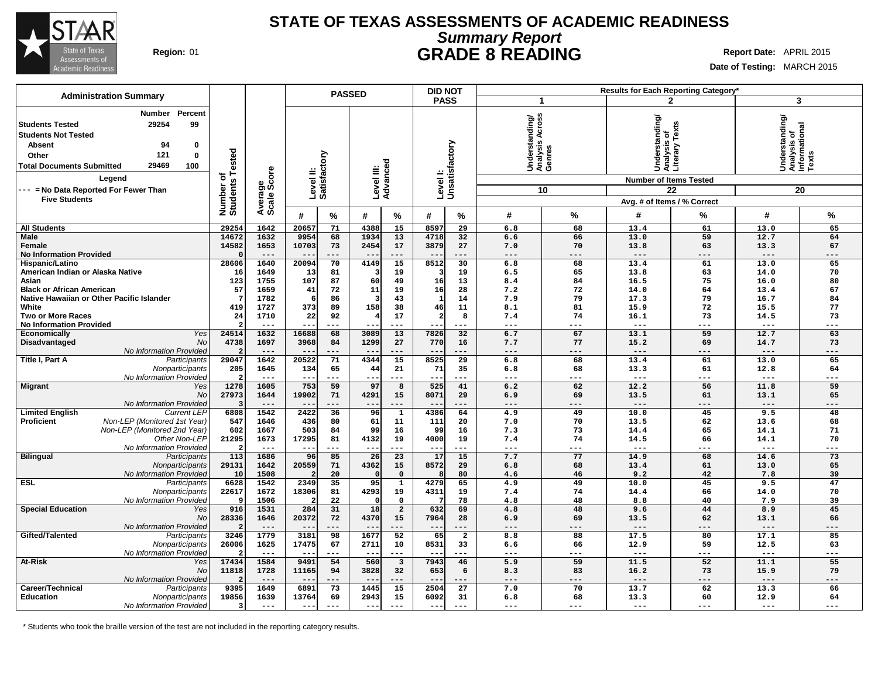# STATE OF TEXAS ASSESSMENTS OF ACADEMIC READINESS

## *Summary Report*

## GRADE 8 READING

**Region:** 01

**Report Date:** APRIL 2015

**Date of Testing:** MARCH 2015

### Administration Summary

| | Number | Percent |
|---|---|---|
| Students Tested | 29254 | 99 |
| Students Not Tested | | |
| Absent | 94 | 0 |
| Other | 121 | 0 |
| Total Documents Submitted | 29469 | 100 |

Legend

--- = No Data Reported For Fewer Than Five Students

| | | Number of Students Tested | Average Scale Score | PASSED: Level II: Satisfactory # | Level II: Satisfactory % | Level III: Advanced # | Level III: Advanced % | DID NOT PASS: Level I: Unsatisfactory # | Level I: Unsatisfactory % | 1: Understanding/ Analysis Across Genres (10 items) # | 1 % | 2: Understanding/ Analysis of Literary Texts (22 items) # | 2 % | 3: Understanding/ Analysis of Informational Texts (20 items) # | 3 % |
|---|---|---|---|---|---|---|---|---|---|---|---|---|---|---|---|
| All Students | | 29254 | 1642 | 20657 | 71 | 4388 | 15 | 8597 | 29 | 6.8 | 68 | 13.4 | 61 | 13.0 | 65 |
| Male | | 14672 | 1632 | 9954 | 68 | 1934 | 13 | 4718 | 32 | 6.6 | 66 | 13.0 | 59 | 12.7 | 64 |
| Female | | 14582 | 1653 | 10703 | 73 | 2454 | 17 | 3879 | 27 | 7.0 | 70 | 13.8 | 63 | 13.3 | 67 |
| No Information Provided | | 0 | --- | --- | --- | --- | --- | --- | --- | --- | --- | --- | --- | --- | --- |
| Hispanic/Latino | | 28606 | 1640 | 20094 | 70 | 4149 | 15 | 8512 | 30 | 6.8 | 68 | 13.4 | 61 | 13.0 | 65 |
| American Indian or Alaska Native | | 16 | 1649 | 13 | 81 | 3 | 19 | 3 | 19 | 6.5 | 65 | 13.8 | 63 | 14.0 | 70 |
| Asian | | 123 | 1755 | 107 | 87 | 60 | 49 | 16 | 13 | 8.4 | 84 | 16.5 | 75 | 16.0 | 80 |
| Black or African American | | 57 | 1659 | 41 | 72 | 11 | 19 | 16 | 28 | 7.2 | 72 | 14.0 | 64 | 13.4 | 67 |
| Native Hawaiian or Other Pacific Islander | | 7 | 1782 | 6 | 86 | 3 | 43 | 1 | 14 | 7.9 | 79 | 17.3 | 79 | 16.7 | 84 |
| White | | 419 | 1727 | 373 | 89 | 158 | 38 | 46 | 11 | 8.1 | 81 | 15.9 | 72 | 15.5 | 77 |
| Two or More Races | | 24 | 1710 | 22 | 92 | 4 | 17 | 2 | 8 | 7.4 | 74 | 16.1 | 73 | 14.5 | 73 |
| No Information Provided | | 2 | --- | --- | --- | --- | --- | --- | --- | --- | --- | --- | --- | --- | --- |
| Economically Disadvantaged | *Yes* | 24514 | 1632 | 16688 | 68 | 3089 | 13 | 7826 | 32 | 6.7 | 67 | 13.1 | 59 | 12.7 | 63 |
| | *No* | 4738 | 1697 | 3968 | 84 | 1299 | 27 | 770 | 16 | 7.7 | 77 | 15.2 | 69 | 14.7 | 73 |
| | *No Information Provided* | 2 | --- | --- | --- | --- | --- | --- | --- | --- | --- | --- | --- | --- | --- |
| Title I, Part A | *Participants* | 29047 | 1642 | 20522 | 71 | 4344 | 15 | 8525 | 29 | 6.8 | 68 | 13.4 | 61 | 13.0 | 65 |
| | *Nonparticipants* | 205 | 1645 | 134 | 65 | 44 | 21 | 71 | 35 | 6.8 | 68 | 13.3 | 61 | 12.8 | 64 |
| | *No Information Provided* | 2 | --- | --- | --- | --- | --- | --- | --- | --- | --- | --- | --- | --- | --- |
| Migrant | *Yes* | 1278 | 1605 | 753 | 59 | 97 | 8 | 525 | 41 | 6.2 | 62 | 12.2 | 56 | 11.8 | 59 |
| | *No* | 27973 | 1644 | 19902 | 71 | 4291 | 15 | 8071 | 29 | 6.9 | 69 | 13.5 | 61 | 13.1 | 65 |
| | *No Information Provided* | 3 | --- | --- | --- | --- | --- | --- | --- | --- | --- | --- | --- | --- | --- |
| Limited English Proficient | *Current LEP* | 6808 | 1542 | 2422 | 36 | 96 | 1 | 4386 | 64 | 4.9 | 49 | 10.0 | 45 | 9.5 | 48 |
| | *Non-LEP (Monitored 1st Year)* | 547 | 1646 | 436 | 80 | 61 | 11 | 111 | 20 | 7.0 | 70 | 13.5 | 62 | 13.6 | 68 |
| | *Non-LEP (Monitored 2nd Year)* | 602 | 1667 | 503 | 84 | 99 | 16 | 99 | 16 | 7.3 | 73 | 14.4 | 65 | 14.1 | 71 |
| | *Other Non-LEP* | 21295 | 1673 | 17295 | 81 | 4132 | 19 | 4000 | 19 | 7.4 | 74 | 14.5 | 66 | 14.1 | 70 |
| | *No Information Provided* | 2 | --- | --- | --- | --- | --- | --- | --- | --- | --- | --- | --- | --- | --- |
| Bilingual | *Participants* | 113 | 1686 | 96 | 85 | 26 | 23 | 17 | 15 | 7.7 | 77 | 14.9 | 68 | 14.6 | 73 |
| | *Nonparticipants* | 29131 | 1642 | 20559 | 71 | 4362 | 15 | 8572 | 29 | 6.8 | 68 | 13.4 | 61 | 13.0 | 65 |
| | *No Information Provided* | 10 | 1508 | 2 | 20 | 0 | 0 | 8 | 80 | 4.6 | 46 | 9.2 | 42 | 7.8 | 39 |
| ESL | *Participants* | 6628 | 1542 | 2349 | 35 | 95 | 1 | 4279 | 65 | 4.9 | 49 | 10.0 | 45 | 9.5 | 47 |
| | *Nonparticipants* | 22617 | 1672 | 18306 | 81 | 4293 | 19 | 4311 | 19 | 7.4 | 74 | 14.4 | 66 | 14.0 | 70 |
| | *No Information Provided* | 9 | 1506 | 2 | 22 | 0 | 0 | 7 | 78 | 4.8 | 48 | 8.8 | 40 | 7.9 | 39 |
| Special Education | *Yes* | 916 | 1531 | 284 | 31 | 18 | 2 | 632 | 69 | 4.8 | 48 | 9.6 | 44 | 8.9 | 45 |
| | *No* | 28336 | 1646 | 20372 | 72 | 4370 | 15 | 7964 | 28 | 6.9 | 69 | 13.5 | 62 | 13.1 | 66 |
| | *No Information Provided* | 2 | --- | --- | --- | --- | --- | --- | --- | --- | --- | --- | --- | --- | --- |
| Gifted/Talented | *Participants* | 3246 | 1779 | 3181 | 98 | 1677 | 52 | 65 | 2 | 8.8 | 88 | 17.5 | 80 | 17.1 | 85 |
| | *Nonparticipants* | 26006 | 1625 | 17475 | 67 | 2711 | 10 | 8531 | 33 | 6.6 | 66 | 12.9 | 59 | 12.5 | 63 |
| | *No Information Provided* | 2 | --- | --- | --- | --- | --- | --- | --- | --- | --- | --- | --- | --- | --- |
| At-Risk | *Yes* | 17434 | 1584 | 9491 | 54 | 560 | 3 | 7943 | 46 | 5.9 | 59 | 11.5 | 52 | 11.1 | 55 |
| | *No* | 11818 | 1728 | 11165 | 94 | 3828 | 32 | 653 | 6 | 8.3 | 83 | 16.2 | 73 | 15.9 | 79 |
| | *No Information Provided* | 2 | --- | --- | --- | --- | --- | --- | --- | --- | --- | --- | --- | --- | --- |
| Career/Technical Education | *Participants* | 9395 | 1649 | 6891 | 73 | 1445 | 15 | 2504 | 27 | 7.0 | 70 | 13.7 | 62 | 13.3 | 66 |
| | *Nonparticipants* | 19856 | 1639 | 13764 | 69 | 2943 | 15 | 6092 | 31 | 6.8 | 68 | 13.3 | 60 | 12.9 | 64 |
| | *No Information Provided* | 3 | --- | --- | --- | --- | --- | --- | --- | --- | --- | --- | --- | --- | --- |

\* Students who took the braille version of the test are not included in the reporting category results.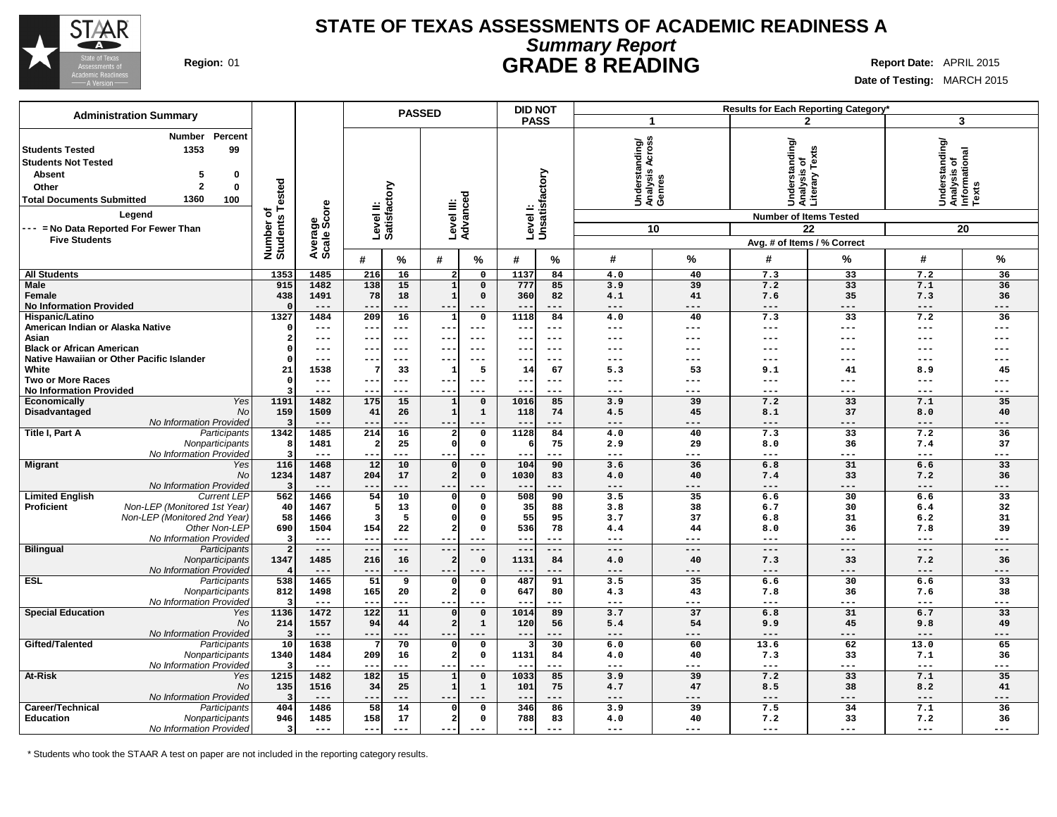# STATE OF TEXAS ASSESSMENTS OF ACADEMIC READINESS A

## *Summary Report*

## GRADE 8 READING

**Region:** 01

**Report Date:** APRIL 2015

**Date of Testing:** MARCH 2015

### Administration Summary

| | Number | Percent |
|---|---|---|
| **Students Tested** | 1353 | 99 |
| **Students Not Tested** | | |
| **Absent** | 5 | 0 |
| **Other** | 2 | 0 |
| **Total Documents Submitted** | 1360 | 100 |

**Legend**

--- = No Data Reported For Fewer Than Five Students

| | | Number of Students Tested | Average Scale Score | PASSED Level II: Satisfactory # | PASSED Level II: Satisfactory % | PASSED Level III: Advanced # | PASSED Level III: Advanced % | DID NOT PASS Level I: Unsatisfactory # | DID NOT PASS Level I: Unsatisfactory % | 1 Understanding/ Analysis Across Genres (10 items) # | 1 % | 2 Understanding/ Analysis of Literary Texts (22 items) # | 2 % | 3 Understanding/ Analysis of Informational Texts (20 items) # | 3 % |
|---|---|---|---|---|---|---|---|---|---|---|---|---|---|---|---|
| **All Students** | | 1353 | 1485 | 216 | 16 | 2 | 0 | 1137 | 84 | 4.0 | 40 | 7.3 | 33 | 7.2 | 36 |
| **Male** | | 915 | 1482 | 138 | 15 | 1 | 0 | 777 | 85 | 3.9 | 39 | 7.2 | 33 | 7.1 | 36 |
| **Female** | | 438 | 1491 | 78 | 18 | 1 | 0 | 360 | 82 | 4.1 | 41 | 7.6 | 35 | 7.3 | 36 |
| **No Information Provided** | | 0 | --- | --- | --- | --- | --- | --- | --- | --- | --- | --- | --- | --- | --- |
| **Hispanic/Latino** | | 1327 | 1484 | 209 | 16 | 1 | 0 | 1118 | 84 | 4.0 | 40 | 7.3 | 33 | 7.2 | 36 |
| **American Indian or Alaska Native** | | 0 | --- | --- | --- | --- | --- | --- | --- | --- | --- | --- | --- | --- | --- |
| **Asian** | | 2 | --- | --- | --- | --- | --- | --- | --- | --- | --- | --- | --- | --- | --- |
| **Black or African American** | | 0 | --- | --- | --- | --- | --- | --- | --- | --- | --- | --- | --- | --- | --- |
| **Native Hawaiian or Other Pacific Islander** | | 0 | --- | --- | --- | --- | --- | --- | --- | --- | --- | --- | --- | --- | --- |
| **White** | | 21 | 1538 | 7 | 33 | 1 | 5 | 14 | 67 | 5.3 | 53 | 9.1 | 41 | 8.9 | 45 |
| **Two or More Races** | | 0 | --- | --- | --- | --- | --- | --- | --- | --- | --- | --- | --- | --- | --- |
| **No Information Provided** | | 3 | --- | --- | --- | --- | --- | --- | --- | --- | --- | --- | --- | --- | --- |
| **Economically Disadvantaged** | *Yes* | 1191 | 1482 | 175 | 15 | 1 | 0 | 1016 | 85 | 3.9 | 39 | 7.2 | 33 | 7.1 | 35 |
| | *No* | 159 | 1509 | 41 | 26 | 1 | 1 | 118 | 74 | 4.5 | 45 | 8.1 | 37 | 8.0 | 40 |
| | *No Information Provided* | 3 | --- | --- | --- | --- | --- | --- | --- | --- | --- | --- | --- | --- | --- |
| **Title I, Part A** | *Participants* | 1342 | 1485 | 214 | 16 | 2 | 0 | 1128 | 84 | 4.0 | 40 | 7.3 | 33 | 7.2 | 36 |
| | *Nonparticipants* | 8 | 1481 | 2 | 25 | 0 | 0 | 6 | 75 | 2.9 | 29 | 8.0 | 36 | 7.4 | 37 |
| | *No Information Provided* | 3 | --- | --- | --- | --- | --- | --- | --- | --- | --- | --- | --- | --- | --- |
| **Migrant** | *Yes* | 116 | 1468 | 12 | 10 | 0 | 0 | 104 | 90 | 3.6 | 36 | 6.8 | 31 | 6.6 | 33 |
| | *No* | 1234 | 1487 | 204 | 17 | 2 | 0 | 1030 | 83 | 4.0 | 40 | 7.4 | 33 | 7.2 | 36 |
| | *No Information Provided* | 3 | --- | --- | --- | --- | --- | --- | --- | --- | --- | --- | --- | --- | --- |
| **Limited English Proficient** | *Current LEP* | 562 | 1466 | 54 | 10 | 0 | 0 | 508 | 90 | 3.5 | 35 | 6.6 | 30 | 6.6 | 33 |
| | *Non-LEP (Monitored 1st Year)* | 40 | 1467 | 5 | 13 | 0 | 0 | 35 | 88 | 3.8 | 38 | 6.7 | 30 | 6.4 | 32 |
| | *Non-LEP (Monitored 2nd Year)* | 58 | 1466 | 3 | 5 | 0 | 0 | 55 | 95 | 3.7 | 37 | 6.8 | 31 | 6.2 | 31 |
| | *Other Non-LEP* | 690 | 1504 | 154 | 22 | 2 | 0 | 536 | 78 | 4.4 | 44 | 8.0 | 36 | 7.8 | 39 |
| | *No Information Provided* | 3 | --- | --- | --- | --- | --- | --- | --- | --- | --- | --- | --- | --- | --- |
| **Bilingual** | *Participants* | 2 | --- | --- | --- | --- | --- | --- | --- | --- | --- | --- | --- | --- | --- |
| | *Nonparticipants* | 1347 | 1485 | 216 | 16 | 2 | 0 | 1131 | 84 | 4.0 | 40 | 7.3 | 33 | 7.2 | 36 |
| | *No Information Provided* | 4 | --- | --- | --- | --- | --- | --- | --- | --- | --- | --- | --- | --- | --- |
| **ESL** | *Participants* | 538 | 1465 | 51 | 9 | 0 | 0 | 487 | 91 | 3.5 | 35 | 6.6 | 30 | 6.6 | 33 |
| | *Nonparticipants* | 812 | 1498 | 165 | 20 | 2 | 0 | 647 | 80 | 4.3 | 43 | 7.8 | 36 | 7.6 | 38 |
| | *No Information Provided* | 3 | --- | --- | --- | --- | --- | --- | --- | --- | --- | --- | --- | --- | --- |
| **Special Education** | *Yes* | 1136 | 1472 | 122 | 11 | 0 | 0 | 1014 | 89 | 3.7 | 37 | 6.8 | 31 | 6.7 | 33 |
| | *No* | 214 | 1557 | 94 | 44 | 2 | 1 | 120 | 56 | 5.4 | 54 | 9.9 | 45 | 9.8 | 49 |
| | *No Information Provided* | 3 | --- | --- | --- | --- | --- | --- | --- | --- | --- | --- | --- | --- | --- |
| **Gifted/Talented** | *Participants* | 10 | 1638 | 7 | 70 | 0 | 0 | 3 | 30 | 6.0 | 60 | 13.6 | 62 | 13.0 | 65 |
| | *Nonparticipants* | 1340 | 1484 | 209 | 16 | 2 | 0 | 1131 | 84 | 4.0 | 40 | 7.3 | 33 | 7.1 | 36 |
| | *No Information Provided* | 3 | --- | --- | --- | --- | --- | --- | --- | --- | --- | --- | --- | --- | --- |
| **At-Risk** | *Yes* | 1215 | 1482 | 182 | 15 | 1 | 0 | 1033 | 85 | 3.9 | 39 | 7.2 | 33 | 7.1 | 35 |
| | *No* | 135 | 1516 | 34 | 25 | 1 | 1 | 101 | 75 | 4.7 | 47 | 8.5 | 38 | 8.2 | 41 |
| | *No Information Provided* | 3 | --- | --- | --- | --- | --- | --- | --- | --- | --- | --- | --- | --- | --- |
| **Career/Technical Education** | *Participants* | 404 | 1486 | 58 | 14 | 0 | 0 | 346 | 86 | 3.9 | 39 | 7.5 | 34 | 7.1 | 36 |
| | *Nonparticipants* | 946 | 1485 | 158 | 17 | 2 | 0 | 788 | 83 | 4.0 | 40 | 7.2 | 33 | 7.2 | 36 |
| | *No Information Provided* | 3 | --- | --- | --- | --- | --- | --- | --- | --- | --- | --- | --- | --- | --- |

Results for Each Reporting Category*; # and % = Avg. # of Items / % Correct.

\* Students who took the STAAR A test on paper are not included in the reporting category results.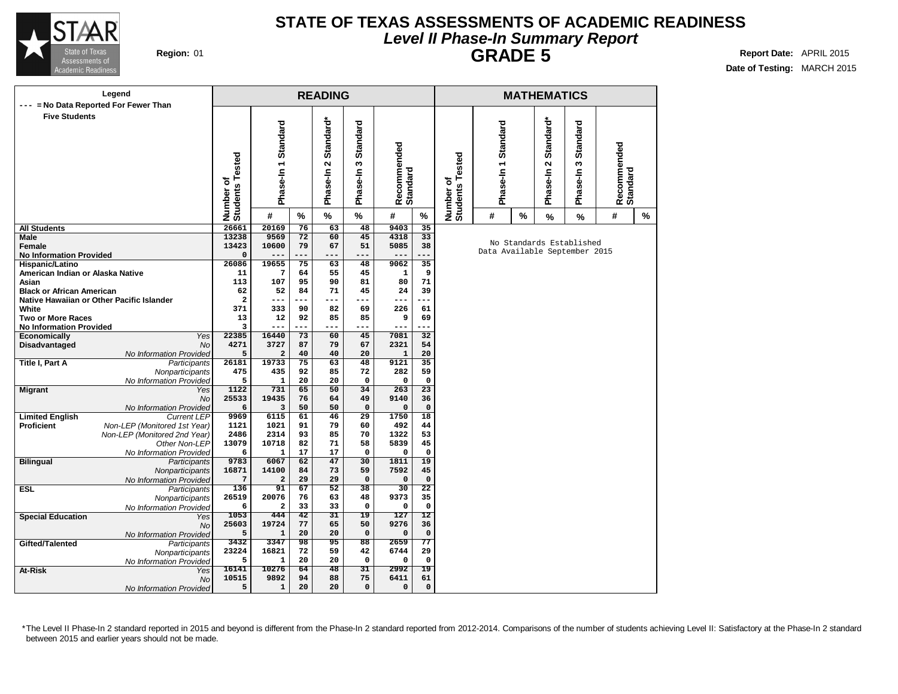# STATE OF TEXAS ASSESSMENTS OF ACADEMIC READINESS

## *Level II Phase-In Summary Report*

## GRADE 5

**Region:** 01

**Report Date:** APRIL 2015

**Date of Testing:** MARCH 2015

**Legend**
--- = No Data Reported For Fewer Than Five Students

| | | READING | | | | | | | MATHEMATICS | | | | | | |
|---|---|---|---|---|---|---|---|---|---|---|---|---|---|---|---|
| | | Number of Students Tested | Phase-In 1 Standard | | Phase-In 2 Standard* | Phase-In 3 Standard | Recommended Standard | | Number of Students Tested | Phase-In 1 Standard | | Phase-In 2 Standard* | Phase-In 3 Standard | Recommended Standard | |
| | | | # | % | % | % | # | % | | # | % | % | % | # | % |
| **All Students** | | 26661 | 20169 | 76 | 63 | 48 | 9403 | 35 | No Standards Established Data Available September 2015 | | | | | | |
| **Male** | | 13238 | 9569 | 72 | 60 | 45 | 4318 | 33 | | | | | | | |
| **Female** | | 13423 | 10600 | 79 | 67 | 51 | 5085 | 38 | | | | | | | |
| **No Information Provided** | | 0 | --- | --- | --- | --- | --- | --- | | | | | | | |
| **Hispanic/Latino** | | 26086 | 19655 | 75 | 63 | 48 | 9062 | 35 | | | | | | | |
| **American Indian or Alaska Native** | | 11 | 7 | 64 | 55 | 45 | 1 | 9 | | | | | | | |
| **Asian** | | 113 | 107 | 95 | 90 | 81 | 80 | 71 | | | | | | | |
| **Black or African American** | | 62 | 52 | 84 | 71 | 45 | 24 | 39 | | | | | | | |
| **Native Hawaiian or Other Pacific Islander** | | 2 | --- | --- | --- | --- | --- | --- | | | | | | | |
| **White** | | 371 | 333 | 90 | 82 | 69 | 226 | 61 | | | | | | | |
| **Two or More Races** | | 13 | 12 | 92 | 85 | 85 | 9 | 69 | | | | | | | |
| **No Information Provided** | | 3 | --- | --- | --- | --- | --- | --- | | | | | | | |
| **Economically Disadvantaged** | *Yes* | 22385 | 16440 | 73 | 60 | 45 | 7081 | 32 | | | | | | | |
| | *No* | 4271 | 3727 | 87 | 79 | 67 | 2321 | 54 | | | | | | | |
| | *No Information Provided* | 5 | 2 | 40 | 40 | 20 | 1 | 20 | | | | | | | |
| **Title I, Part A** | *Participants* | 26181 | 19733 | 75 | 63 | 48 | 9121 | 35 | | | | | | | |
| | *Nonparticipants* | 475 | 435 | 92 | 85 | 72 | 282 | 59 | | | | | | | |
| | *No Information Provided* | 5 | 1 | 20 | 20 | 0 | 0 | 0 | | | | | | | |
| **Migrant** | *Yes* | 1122 | 731 | 65 | 50 | 34 | 263 | 23 | | | | | | | |
| | *No* | 25533 | 19435 | 76 | 64 | 49 | 9140 | 36 | | | | | | | |
| | *No Information Provided* | 6 | 3 | 50 | 50 | 0 | 0 | 0 | | | | | | | |
| **Limited English Proficient** | *Current LEP* | 9969 | 6115 | 61 | 46 | 29 | 1750 | 18 | | | | | | | |
| | *Non-LEP (Monitored 1st Year)* | 1121 | 1021 | 91 | 79 | 60 | 492 | 44 | | | | | | | |
| | *Non-LEP (Monitored 2nd Year)* | 2486 | 2314 | 93 | 85 | 70 | 1322 | 53 | | | | | | | |
| | *Other Non-LEP* | 13079 | 10718 | 82 | 71 | 58 | 5839 | 45 | | | | | | | |
| | *No Information Provided* | 6 | 1 | 17 | 17 | 0 | 0 | 0 | | | | | | | |
| **Bilingual** | *Participants* | 9783 | 6067 | 62 | 47 | 30 | 1811 | 19 | | | | | | | |
| | *Nonparticipants* | 16871 | 14100 | 84 | 73 | 59 | 7592 | 45 | | | | | | | |
| | *No Information Provided* | 7 | 2 | 29 | 29 | 0 | 0 | 0 | | | | | | | |
| **ESL** | *Participants* | 136 | 91 | 67 | 52 | 38 | 30 | 22 | | | | | | | |
| | *Nonparticipants* | 26519 | 20076 | 76 | 63 | 48 | 9373 | 35 | | | | | | | |
| | *No Information Provided* | 6 | 2 | 33 | 33 | 0 | 0 | 0 | | | | | | | |
| **Special Education** | *Yes* | 1053 | 444 | 42 | 31 | 19 | 127 | 12 | | | | | | | |
| | *No* | 25603 | 19724 | 77 | 65 | 50 | 9276 | 36 | | | | | | | |
| | *No Information Provided* | 5 | 1 | 20 | 20 | 0 | 0 | 0 | | | | | | | |
| **Gifted/Talented** | *Participants* | 3432 | 3347 | 98 | 95 | 88 | 2659 | 77 | | | | | | | |
| | *Nonparticipants* | 23224 | 16821 | 72 | 59 | 42 | 6744 | 29 | | | | | | | |
| | *No Information Provided* | 5 | 1 | 20 | 20 | 0 | 0 | 0 | | | | | | | |
| **At-Risk** | *Yes* | 16141 | 10276 | 64 | 48 | 31 | 2992 | 19 | | | | | | | |
| | *No* | 10515 | 9892 | 94 | 88 | 75 | 6411 | 61 | | | | | | | |
| | *No Information Provided* | 5 | 1 | 20 | 20 | 0 | 0 | 0 | | | | | | | |

*The Level II Phase-In 2 standard reported in 2015 and beyond is different from the Phase-In 2 standard reported from 2012-2014. Comparisons of the number of students achieving Level II: Satisfactory at the Phase-In 2 standard between 2015 and earlier years should not be made.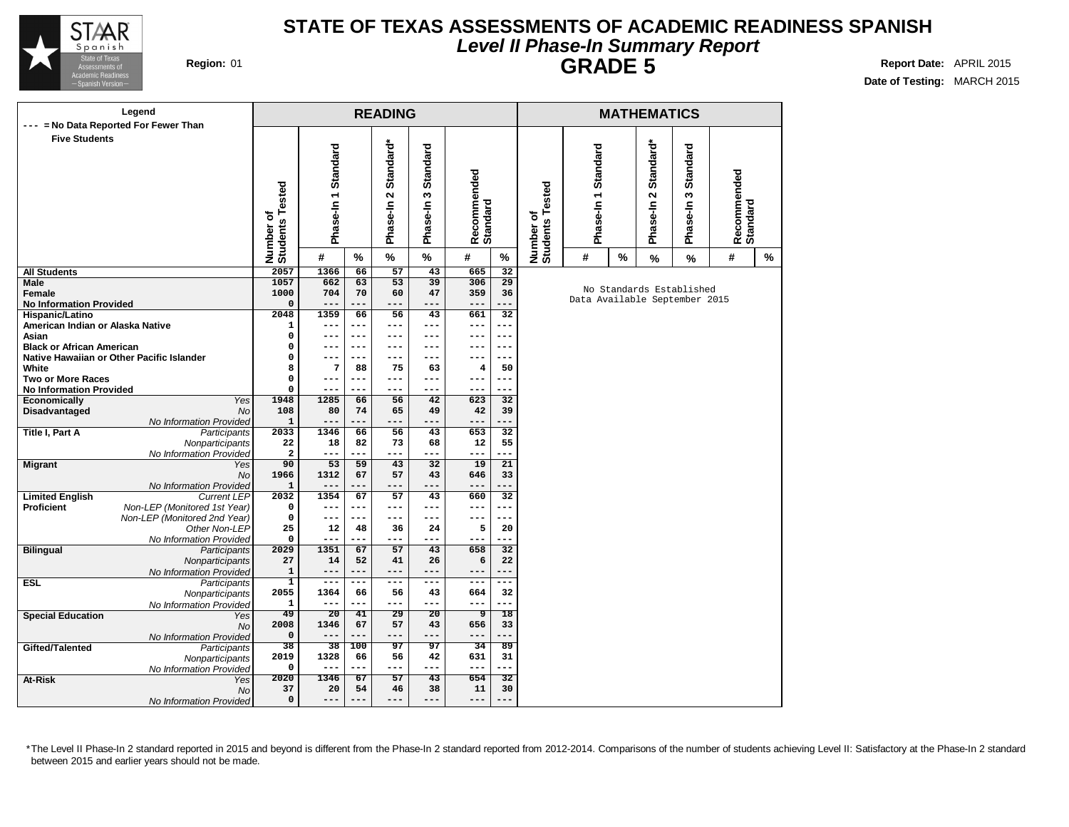# STATE OF TEXAS ASSESSMENTS OF ACADEMIC READINESS SPANISH

## *Level II Phase-In Summary Report*

## GRADE 5

**Region:** 01

**Report Date:** APRIL 2015

**Date of Testing:** MARCH 2015

Legend
--- = No Data Reported For Fewer Than Five Students

| | | READING | | | | | | | MATHEMATICS | | | | | | |
|---|---|---|---|---|---|---|---|---|---|---|---|---|---|---|---|
| | | Number of Students Tested | Phase-In 1 Standard | | Phase-In 2 Standard* | Phase-In 3 Standard | Recommended Standard | | Number of Students Tested | Phase-In 1 Standard | | Phase-In 2 Standard* | Phase-In 3 Standard | Recommended Standard | |
| | | | # | % | % | % | # | % | | # | % | % | % | # | % |
| **All Students** | | 2057 | 1366 | 66 | 57 | 43 | 665 | 32 | No Standards Established Data Available September 2015 | | | | | | |
| **Male** | | 1057 | 662 | 63 | 53 | 39 | 306 | 29 | | | | | | | |
| **Female** | | 1000 | 704 | 70 | 60 | 47 | 359 | 36 | | | | | | | |
| **No Information Provided** | | 0 | --- | --- | --- | --- | --- | --- | | | | | | | |
| **Hispanic/Latino** | | 2048 | 1359 | 66 | 56 | 43 | 661 | 32 | | | | | | | |
| **American Indian or Alaska Native** | | 1 | --- | --- | --- | --- | --- | --- | | | | | | | |
| **Asian** | | 0 | --- | --- | --- | --- | --- | --- | | | | | | | |
| **Black or African American** | | 0 | --- | --- | --- | --- | --- | --- | | | | | | | |
| **Native Hawaiian or Other Pacific Islander** | | 0 | --- | --- | --- | --- | --- | --- | | | | | | | |
| **White** | | 8 | 7 | 88 | 75 | 63 | 4 | 50 | | | | | | | |
| **Two or More Races** | | 0 | --- | --- | --- | --- | --- | --- | | | | | | | |
| **No Information Provided** | | 0 | --- | --- | --- | --- | --- | --- | | | | | | | |
| **Economically Disadvantaged** | *Yes* | 1948 | 1285 | 66 | 56 | 42 | 623 | 32 | | | | | | | |
| | *No* | 108 | 80 | 74 | 65 | 49 | 42 | 39 | | | | | | | |
| | *No Information Provided* | 1 | --- | --- | --- | --- | --- | --- | | | | | | | |
| **Title I, Part A** | *Participants* | 2033 | 1346 | 66 | 56 | 43 | 653 | 32 | | | | | | | |
| | *Nonparticipants* | 22 | 18 | 82 | 73 | 68 | 12 | 55 | | | | | | | |
| | *No Information Provided* | 2 | --- | --- | --- | --- | --- | --- | | | | | | | |
| **Migrant** | *Yes* | 90 | 53 | 59 | 43 | 32 | 19 | 21 | | | | | | | |
| | *No* | 1966 | 1312 | 67 | 57 | 43 | 646 | 33 | | | | | | | |
| | *No Information Provided* | 1 | --- | --- | --- | --- | --- | --- | | | | | | | |
| **Limited English Proficient** | *Current LEP* | 2032 | 1354 | 67 | 57 | 43 | 660 | 32 | | | | | | | |
| | *Non-LEP (Monitored 1st Year)* | 0 | --- | --- | --- | --- | --- | --- | | | | | | | |
| | *Non-LEP (Monitored 2nd Year)* | 0 | --- | --- | --- | --- | --- | --- | | | | | | | |
| | *Other Non-LEP* | 25 | 12 | 48 | 36 | 24 | 5 | 20 | | | | | | | |
| | *No Information Provided* | 0 | --- | --- | --- | --- | --- | --- | | | | | | | |
| **Bilingual** | *Participants* | 2029 | 1351 | 67 | 57 | 43 | 658 | 32 | | | | | | | |
| | *Nonparticipants* | 27 | 14 | 52 | 41 | 26 | 6 | 22 | | | | | | | |
| | *No Information Provided* | 1 | --- | --- | --- | --- | --- | --- | | | | | | | |
| **ESL** | *Participants* | 1 | --- | --- | --- | --- | --- | --- | | | | | | | |
| | *Nonparticipants* | 2055 | 1364 | 66 | 56 | 43 | 664 | 32 | | | | | | | |
| | *No Information Provided* | 1 | --- | --- | --- | --- | --- | --- | | | | | | | |
| **Special Education** | *Yes* | 49 | 20 | 41 | 29 | 20 | 9 | 18 | | | | | | | |
| | *No* | 2008 | 1346 | 67 | 57 | 43 | 656 | 33 | | | | | | | |
| | *No Information Provided* | 0 | --- | --- | --- | --- | --- | --- | | | | | | | |
| **Gifted/Talented** | *Participants* | 38 | 38 | 100 | 97 | 97 | 34 | 89 | | | | | | | |
| | *Nonparticipants* | 2019 | 1328 | 66 | 56 | 42 | 631 | 31 | | | | | | | |
| | *No Information Provided* | 0 | --- | --- | --- | --- | --- | --- | | | | | | | |
| **At-Risk** | *Yes* | 2020 | 1346 | 67 | 57 | 43 | 654 | 32 | | | | | | | |
| | *No* | 37 | 20 | 54 | 46 | 38 | 11 | 30 | | | | | | | |
| | *No Information Provided* | 0 | --- | --- | --- | --- | --- | --- | | | | | | | |

*The Level II Phase-In 2 standard reported in 2015 and beyond is different from the Phase-In 2 standard reported from 2012-2014. Comparisons of the number of students achieving Level II: Satisfactory at the Phase-In 2 standard between 2015 and earlier years should not be made.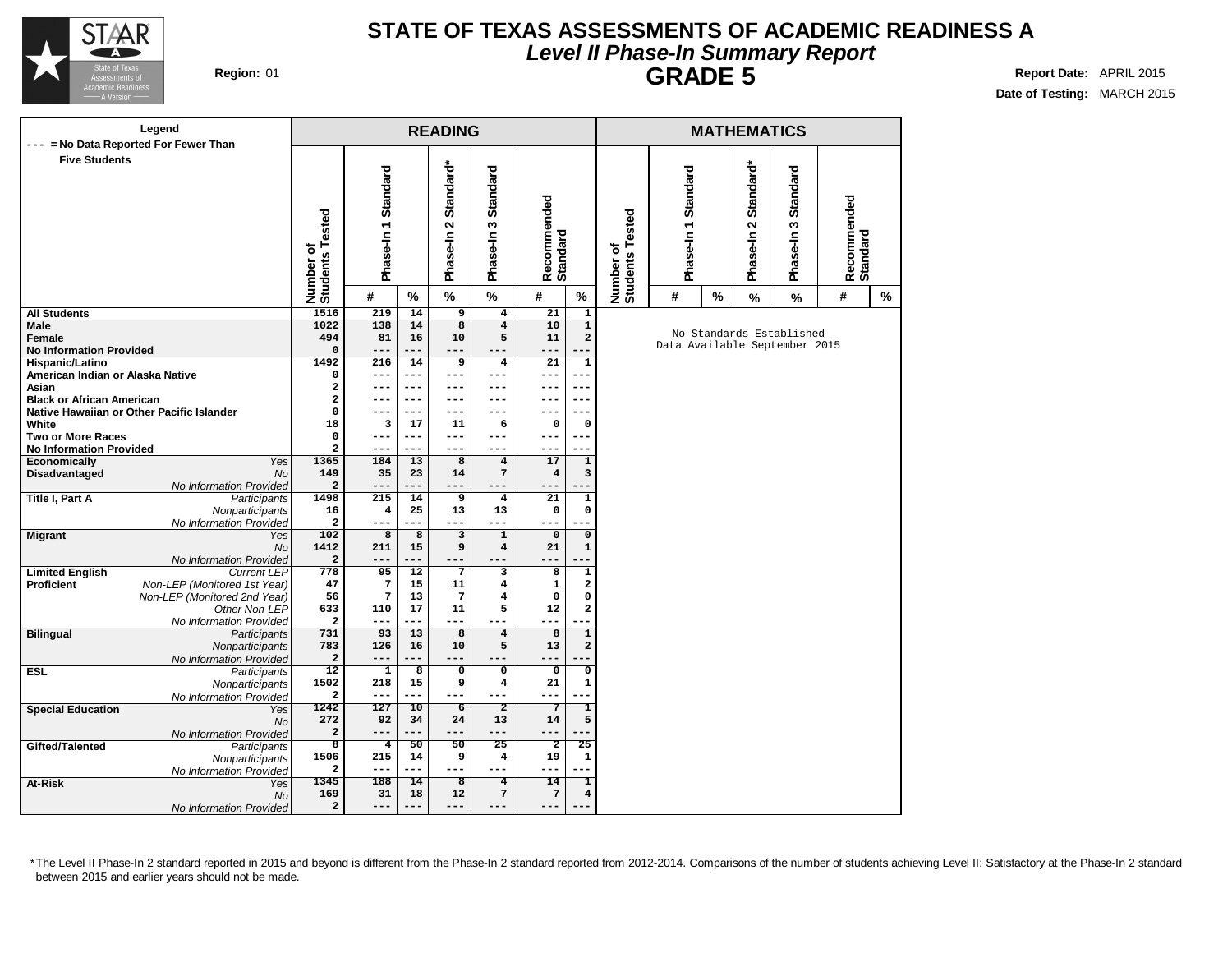# STATE OF TEXAS ASSESSMENTS OF ACADEMIC READINESS A

## *Level II Phase-In Summary Report*

## GRADE 5

**Region:** 01

**Report Date:** APRIL 2015

**Date of Testing:** MARCH 2015

Legend: --- = No Data Reported For Fewer Than Five Students

| | | READING | | | | | | | | MATHEMATICS | | | | | | | |
|---|---|---|---|---|---|---|---|---|---|---|---|---|---|---|---|---|---|
| | | Number of Students Tested | Phase-In 1 Standard | | Phase-In 2 Standard* | Phase-In 3 Standard | Recommended Standard | | Number of Students Tested | Phase-In 1 Standard | | Phase-In 2 Standard* | Phase-In 3 Standard | Recommended Standard | |
| | | | # | % | % | % | # | % | | # | % | % | % | # | % |
| **All Students** | | 1516 | 219 | 14 | 9 | 4 | 21 | 1 | | | | | | | |
| **Male** | | 1022 | 138 | 14 | 8 | 4 | 10 | 1 | | No Standards Established Data Available September 2015 | | | | | |
| **Female** | | 494 | 81 | 16 | 10 | 5 | 11 | 2 | | | | | | | |
| **No Information Provided** | | 0 | --- | --- | --- | --- | --- | --- | | | | | | | |
| **Hispanic/Latino** | | 1492 | 216 | 14 | 9 | 4 | 21 | 1 | | | | | | | |
| **American Indian or Alaska Native** | | 0 | --- | --- | --- | --- | --- | --- | | | | | | | |
| **Asian** | | 2 | --- | --- | --- | --- | --- | --- | | | | | | | |
| **Black or African American** | | 2 | --- | --- | --- | --- | --- | --- | | | | | | | |
| **Native Hawaiian or Other Pacific Islander** | | 0 | --- | --- | --- | --- | --- | --- | | | | | | | |
| **White** | | 18 | 3 | 17 | 11 | 6 | 0 | 0 | | | | | | | |
| **Two or More Races** | | 0 | --- | --- | --- | --- | --- | --- | | | | | | | |
| **No Information Provided** | | 2 | --- | --- | --- | --- | --- | --- | | | | | | | |
| **Economically Disadvantaged** | *Yes* | 1365 | 184 | 13 | 8 | 4 | 17 | 1 | | | | | | | |
| | *No* | 149 | 35 | 23 | 14 | 7 | 4 | 3 | | | | | | | |
| | *No Information Provided* | 2 | --- | --- | --- | --- | --- | --- | | | | | | | |
| **Title I, Part A** | *Participants* | 1498 | 215 | 14 | 9 | 4 | 21 | 1 | | | | | | | |
| | *Nonparticipants* | 16 | 4 | 25 | 13 | 13 | 0 | 0 | | | | | | | |
| | *No Information Provided* | 2 | --- | --- | --- | --- | --- | --- | | | | | | | |
| **Migrant** | *Yes* | 102 | 8 | 8 | 3 | 1 | 0 | 0 | | | | | | | |
| | *No* | 1412 | 211 | 15 | 9 | 4 | 21 | 1 | | | | | | | |
| | *No Information Provided* | 2 | --- | --- | --- | --- | --- | --- | | | | | | | |
| **Limited English Proficient** | *Current LEP* | 778 | 95 | 12 | 7 | 3 | 8 | 1 | | | | | | | |
| | *Non-LEP (Monitored 1st Year)* | 47 | 7 | 15 | 11 | 4 | 1 | 2 | | | | | | | |
| | *Non-LEP (Monitored 2nd Year)* | 56 | 7 | 13 | 7 | 4 | 0 | 0 | | | | | | | |
| | *Other Non-LEP* | 633 | 110 | 17 | 11 | 5 | 12 | 2 | | | | | | | |
| | *No Information Provided* | 2 | --- | --- | --- | --- | --- | --- | | | | | | | |
| **Bilingual** | *Participants* | 731 | 93 | 13 | 8 | 4 | 8 | 1 | | | | | | | |
| | *Nonparticipants* | 783 | 126 | 16 | 10 | 5 | 13 | 2 | | | | | | | |
| | *No Information Provided* | 2 | --- | --- | --- | --- | --- | --- | | | | | | | |
| **ESL** | *Participants* | 12 | 1 | 8 | 0 | 0 | 0 | 0 | | | | | | | |
| | *Nonparticipants* | 1502 | 218 | 15 | 9 | 4 | 21 | 1 | | | | | | | |
| | *No Information Provided* | 2 | --- | --- | --- | --- | --- | --- | | | | | | | |
| **Special Education** | *Yes* | 1242 | 127 | 10 | 6 | 2 | 7 | 1 | | | | | | | |
| | *No* | 272 | 92 | 34 | 24 | 13 | 14 | 5 | | | | | | | |
| | *No Information Provided* | 2 | --- | --- | --- | --- | --- | --- | | | | | | | |
| **Gifted/Talented** | *Participants* | 8 | 4 | 50 | 50 | 25 | 2 | 25 | | | | | | | |
| | *Nonparticipants* | 1506 | 215 | 14 | 9 | 4 | 19 | 1 | | | | | | | |
| | *No Information Provided* | 2 | --- | --- | --- | --- | --- | --- | | | | | | | |
| **At-Risk** | *Yes* | 1345 | 188 | 14 | 8 | 4 | 14 | 1 | | | | | | | |
| | *No* | 169 | 31 | 18 | 12 | 7 | 7 | 4 | | | | | | | |
| | *No Information Provided* | 2 | --- | --- | --- | --- | --- | --- | | | | | | | |

*The Level II Phase-In 2 standard reported in 2015 and beyond is different from the Phase-In 2 standard reported from 2012-2014. Comparisons of the number of students achieving Level II: Satisfactory at the Phase-In 2 standard between 2015 and earlier years should not be made.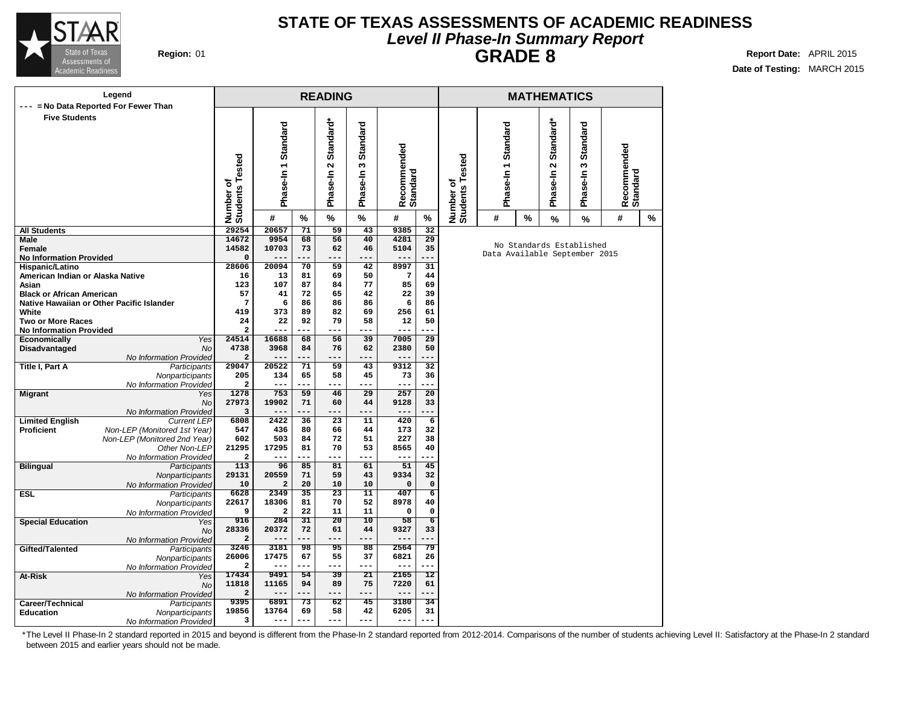# STATE OF TEXAS ASSESSMENTS OF ACADEMIC READINESS

## *Level II Phase-In Summary Report*

## GRADE 8

**Region:** 01

**Report Date:** APRIL 2015

**Date of Testing:** MARCH 2015

Legend: --- = No Data Reported For Fewer Than Five Students

| | | READING | | | | | | | MATHEMATICS | | | | | | |
|---|---|---|---|---|---|---|---|---|---|---|---|---|---|---|---|
| | | Number of Students Tested | Phase-In 1 Standard | | Phase-In 2 Standard* | Phase-In 3 Standard | Recommended Standard | | Number of Students Tested | Phase-In 1 Standard | | Phase-In 2 Standard* | Phase-In 3 Standard | Recommended Standard | |
| | | | # | % | % | % | # | % | | # | % | % | % | # | % |
| **All Students** | | 29254 | 20657 | 71 | 59 | 43 | 9385 | 32 | No Standards Established Data Available September 2015 | | | | | | |
| **Male** | | 14672 | 9954 | 68 | 56 | 40 | 4281 | 29 | | | | | | | |
| **Female** | | 14582 | 10703 | 73 | 62 | 46 | 5104 | 35 | | | | | | | |
| **No Information Provided** | | 0 | --- | --- | --- | --- | --- | --- | | | | | | | |
| **Hispanic/Latino** | | 28606 | 20094 | 70 | 59 | 42 | 8997 | 31 | | | | | | | |
| **American Indian or Alaska Native** | | 16 | 13 | 81 | 69 | 50 | 7 | 44 | | | | | | | |
| **Asian** | | 123 | 107 | 87 | 84 | 77 | 85 | 69 | | | | | | | |
| **Black or African American** | | 57 | 41 | 72 | 65 | 42 | 22 | 39 | | | | | | | |
| **Native Hawaiian or Other Pacific Islander** | | 7 | 6 | 86 | 86 | 86 | 6 | 86 | | | | | | | |
| **White** | | 419 | 373 | 89 | 82 | 69 | 256 | 61 | | | | | | | |
| **Two or More Races** | | 24 | 22 | 92 | 79 | 58 | 12 | 50 | | | | | | | |
| **No Information Provided** | | 2 | --- | --- | --- | --- | --- | --- | | | | | | | |
| **Economically Disadvantaged** | *Yes* | 24514 | 16688 | 68 | 56 | 39 | 7005 | 29 | | | | | | | |
| | *No* | 4738 | 3968 | 84 | 76 | 62 | 2380 | 50 | | | | | | | |
| | *No Information Provided* | 2 | --- | --- | --- | --- | --- | --- | | | | | | | |
| **Title I, Part A** | *Participants* | 29047 | 20522 | 71 | 59 | 43 | 9312 | 32 | | | | | | | |
| | *Nonparticipants* | 205 | 134 | 65 | 58 | 45 | 73 | 36 | | | | | | | |
| | *No Information Provided* | 2 | --- | --- | --- | --- | --- | --- | | | | | | | |
| **Migrant** | *Yes* | 1278 | 753 | 59 | 46 | 29 | 257 | 20 | | | | | | | |
| | *No* | 27973 | 19902 | 71 | 60 | 44 | 9128 | 33 | | | | | | | |
| | *No Information Provided* | 3 | --- | --- | --- | --- | --- | --- | | | | | | | |
| **Limited English Proficient** | *Current LEP* | 6808 | 2422 | 36 | 23 | 11 | 420 | 6 | | | | | | | |
| | *Non-LEP (Monitored 1st Year)* | 547 | 436 | 80 | 66 | 44 | 173 | 32 | | | | | | | |
| | *Non-LEP (Monitored 2nd Year)* | 602 | 503 | 84 | 72 | 51 | 227 | 38 | | | | | | | |
| | *Other Non-LEP* | 21295 | 17295 | 81 | 70 | 53 | 8565 | 40 | | | | | | | |
| | *No Information Provided* | 2 | --- | --- | --- | --- | --- | --- | | | | | | | |
| **Bilingual** | *Participants* | 113 | 96 | 85 | 81 | 61 | 51 | 45 | | | | | | | |
| | *Nonparticipants* | 29131 | 20559 | 71 | 59 | 43 | 9334 | 32 | | | | | | | |
| | *No Information Provided* | 10 | 2 | 20 | 10 | 10 | 0 | 0 | | | | | | | |
| **ESL** | *Participants* | 6628 | 2349 | 35 | 23 | 11 | 407 | 6 | | | | | | | |
| | *Nonparticipants* | 22617 | 18306 | 81 | 70 | 52 | 8978 | 40 | | | | | | | |
| | *No Information Provided* | 9 | 2 | 22 | 11 | 11 | 0 | 0 | | | | | | | |
| **Special Education** | *Yes* | 916 | 284 | 31 | 20 | 10 | 58 | 6 | | | | | | | |
| | *No* | 28336 | 20372 | 72 | 61 | 44 | 9327 | 33 | | | | | | | |
| | *No Information Provided* | 2 | --- | --- | --- | --- | --- | --- | | | | | | | |
| **Gifted/Talented** | *Participants* | 3246 | 3181 | 98 | 95 | 88 | 2564 | 79 | | | | | | | |
| | *Nonparticipants* | 26006 | 17475 | 67 | 55 | 37 | 6821 | 26 | | | | | | | |
| | *No Information Provided* | 2 | --- | --- | --- | --- | --- | --- | | | | | | | |
| **At-Risk** | *Yes* | 17434 | 9491 | 54 | 39 | 21 | 2165 | 12 | | | | | | | |
| | *No* | 11818 | 11165 | 94 | 89 | 75 | 7220 | 61 | | | | | | | |
| | *No Information Provided* | 2 | --- | --- | --- | --- | --- | --- | | | | | | | |
| **Career/Technical Education** | *Participants* | 9395 | 6891 | 73 | 62 | 45 | 3180 | 34 | | | | | | | |
| | *Nonparticipants* | 19856 | 13764 | 69 | 58 | 42 | 6205 | 31 | | | | | | | |
| | *No Information Provided* | 3 | --- | --- | --- | --- | --- | --- | | | | | | | |

*The Level II Phase-In 2 standard reported in 2015 and beyond is different from the Phase-In 2 standard reported from 2012-2014. Comparisons of the number of students achieving Level II: Satisfactory at the Phase-In 2 standard between 2015 and earlier years should not be made.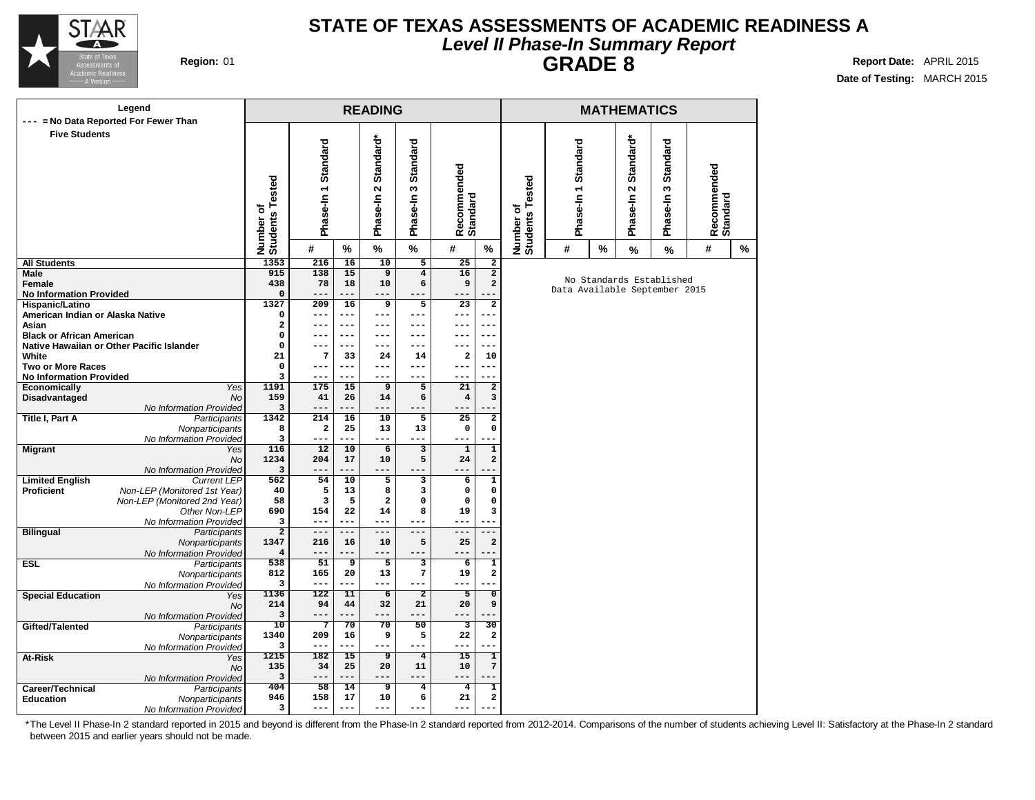# STATE OF TEXAS ASSESSMENTS OF ACADEMIC READINESS A

## *Level II Phase-In Summary Report*

## GRADE 8

**Region:** 01

**Report Date:** APRIL 2015

**Date of Testing:** MARCH 2015

**Legend**
--- = No Data Reported For Fewer Than Five Students

| | | READING | | | | | | | | MATHEMATICS | | | | | | | |
|---|---|---|---|---|---|---|---|---|---|---|---|---|---|---|---|---|---|
| | | Number of Students Tested | Phase-In 1 Standard | | Phase-In 2 Standard* | Phase-In 3 Standard | Recommended Standard | | Number of Students Tested | Phase-In 1 Standard | | Phase-In 2 Standard* | Phase-In 3 Standard | Recommended Standard | |
| | | | # | % | % | % | # | % | | # | % | % | % | # | % |
| **All Students** | | 1353 | 216 | 16 | 10 | 5 | 25 | 2 | No Standards Established Data Available September 2015 | | | | | | |
| **Male** | | 915 | 138 | 15 | 9 | 4 | 16 | 2 | | | | | | | |
| **Female** | | 438 | 78 | 18 | 10 | 6 | 9 | 2 | | | | | | | |
| **No Information Provided** | | 0 | --- | --- | --- | --- | --- | --- | | | | | | | |
| **Hispanic/Latino** | | 1327 | 209 | 16 | 9 | 5 | 23 | 2 | | | | | | | |
| **American Indian or Alaska Native** | | 0 | --- | --- | --- | --- | --- | --- | | | | | | | |
| **Asian** | | 2 | --- | --- | --- | --- | --- | --- | | | | | | | |
| **Black or African American** | | 0 | --- | --- | --- | --- | --- | --- | | | | | | | |
| **Native Hawaiian or Other Pacific Islander** | | 0 | --- | --- | --- | --- | --- | --- | | | | | | | |
| **White** | | 21 | 7 | 33 | 24 | 14 | 2 | 10 | | | | | | | |
| **Two or More Races** | | 0 | --- | --- | --- | --- | --- | --- | | | | | | | |
| **No Information Provided** | | 3 | --- | --- | --- | --- | --- | --- | | | | | | | |
| **Economically Disadvantaged** | *Yes* | 1191 | 175 | 15 | 9 | 5 | 21 | 2 | | | | | | | |
| | *No* | 159 | 41 | 26 | 14 | 6 | 4 | 3 | | | | | | | |
| | *No Information Provided* | 3 | --- | --- | --- | --- | --- | --- | | | | | | | |
| **Title I, Part A** | *Participants* | 1342 | 214 | 16 | 10 | 5 | 25 | 2 | | | | | | | |
| | *Nonparticipants* | 8 | 2 | 25 | 13 | 13 | 0 | 0 | | | | | | | |
| | *No Information Provided* | 3 | --- | --- | --- | --- | --- | --- | | | | | | | |
| **Migrant** | *Yes* | 116 | 12 | 10 | 6 | 3 | 1 | 1 | | | | | | | |
| | *No* | 1234 | 204 | 17 | 10 | 5 | 24 | 2 | | | | | | | |
| | *No Information Provided* | 3 | --- | --- | --- | --- | --- | --- | | | | | | | |
| **Limited English Proficient** | *Current LEP* | 562 | 54 | 10 | 5 | 3 | 6 | 1 | | | | | | | |
| | *Non-LEP (Monitored 1st Year)* | 40 | 5 | 13 | 8 | 3 | 0 | 0 | | | | | | | |
| | *Non-LEP (Monitored 2nd Year)* | 58 | 3 | 5 | 2 | 0 | 0 | 0 | | | | | | | |
| | *Other Non-LEP* | 690 | 154 | 22 | 14 | 8 | 19 | 3 | | | | | | | |
| | *No Information Provided* | 3 | --- | --- | --- | --- | --- | --- | | | | | | | |
| **Bilingual** | *Participants* | 2 | --- | --- | --- | --- | --- | --- | | | | | | | |
| | *Nonparticipants* | 1347 | 216 | 16 | 10 | 5 | 25 | 2 | | | | | | | |
| | *No Information Provided* | 4 | --- | --- | --- | --- | --- | --- | | | | | | | |
| **ESL** | *Participants* | 538 | 51 | 9 | 5 | 3 | 6 | 1 | | | | | | | |
| | *Nonparticipants* | 812 | 165 | 20 | 13 | 7 | 19 | 2 | | | | | | | |
| | *No Information Provided* | 3 | --- | --- | --- | --- | --- | --- | | | | | | | |
| **Special Education** | *Yes* | 1136 | 122 | 11 | 6 | 2 | 5 | 0 | | | | | | | |
| | *No* | 214 | 94 | 44 | 32 | 21 | 20 | 9 | | | | | | | |
| | *No Information Provided* | 3 | --- | --- | --- | --- | --- | --- | | | | | | | |
| **Gifted/Talented** | *Participants* | 10 | 7 | 70 | 70 | 50 | 3 | 30 | | | | | | | |
| | *Nonparticipants* | 1340 | 209 | 16 | 9 | 5 | 22 | 2 | | | | | | | |
| | *No Information Provided* | 3 | --- | --- | --- | --- | --- | --- | | | | | | | |
| **At-Risk** | *Yes* | 1215 | 182 | 15 | 9 | 4 | 15 | 1 | | | | | | | |
| | *No* | 135 | 34 | 25 | 20 | 11 | 10 | 7 | | | | | | | |
| | *No Information Provided* | 3 | --- | --- | --- | --- | --- | --- | | | | | | | |
| **Career/Technical Education** | *Participants* | 404 | 58 | 14 | 9 | 4 | 4 | 1 | | | | | | | |
| | *Nonparticipants* | 946 | 158 | 17 | 10 | 6 | 21 | 2 | | | | | | | |
| | *No Information Provided* | 3 | --- | --- | --- | --- | --- | --- | | | | | | | |

*The Level II Phase-In 2 standard reported in 2015 and beyond is different from the Phase-In 2 standard reported from 2012-2014. Comparisons of the number of students achieving Level II: Satisfactory at the Phase-In 2 standard between 2015 and earlier years should not be made.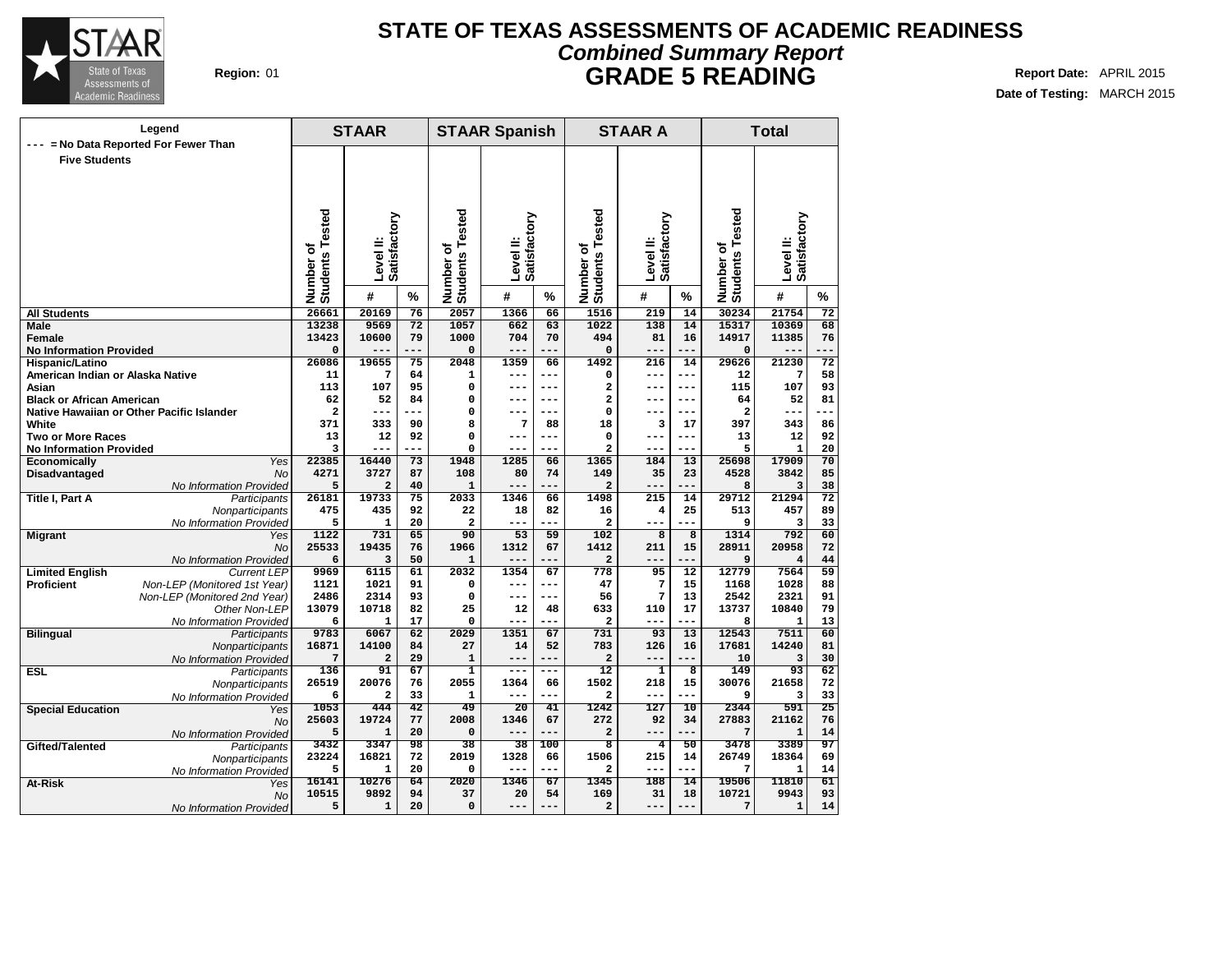# STATE OF TEXAS ASSESSMENTS OF ACADEMIC READINESS

## *Combined Summary Report*

## GRADE 5 READING

**Region:** 01

**Report Date:** APRIL 2015

**Date of Testing:** MARCH 2015

Legend: --- = No Data Reported For Fewer Than Five Students

| | | STAAR | | | STAAR Spanish | | | STAAR A | | | Total | | |
|---|---|---|---|---|---|---|---|---|---|---|---|---|---|
| | | Number of Students Tested | Level II: Satisfactory # | Level II: Satisfactory % | Number of Students Tested | Level II: Satisfactory # | Level II: Satisfactory % | Number of Students Tested | Level II: Satisfactory # | Level II: Satisfactory % | Number of Students Tested | Level II: Satisfactory # | Level II: Satisfactory % |
| **All Students** | | 26661 | 20169 | 76 | 2057 | 1366 | 66 | 1516 | 219 | 14 | 30234 | 21754 | 72 |
| **Male** | | 13238 | 9569 | 72 | 1057 | 662 | 63 | 1022 | 138 | 14 | 15317 | 10369 | 68 |
| **Female** | | 13423 | 10600 | 79 | 1000 | 704 | 70 | 494 | 81 | 16 | 14917 | 11385 | 76 |
| **No Information Provided** | | 0 | --- | --- | 0 | --- | --- | 0 | --- | --- | 0 | --- | --- |
| **Hispanic/Latino** | | 26086 | 19655 | 75 | 2048 | 1359 | 66 | 1492 | 216 | 14 | 29626 | 21230 | 72 |
| **American Indian or Alaska Native** | | 11 | 7 | 64 | 1 | --- | --- | 0 | --- | --- | 12 | 7 | 58 |
| **Asian** | | 113 | 107 | 95 | 0 | --- | --- | 2 | --- | --- | 115 | 107 | 93 |
| **Black or African American** | | 62 | 52 | 84 | 0 | --- | --- | 2 | --- | --- | 64 | 52 | 81 |
| **Native Hawaiian or Other Pacific Islander** | | 2 | --- | --- | 0 | --- | --- | 0 | --- | --- | 2 | --- | --- |
| **White** | | 371 | 333 | 90 | 8 | 7 | 88 | 18 | 3 | 17 | 397 | 343 | 86 |
| **Two or More Races** | | 13 | 12 | 92 | 0 | --- | --- | 0 | --- | --- | 13 | 12 | 92 |
| **No Information Provided** | | 3 | --- | --- | 0 | --- | --- | 2 | --- | --- | 5 | 1 | 20 |
| **Economically Disadvantaged** | *Yes* | 22385 | 16440 | 73 | 1948 | 1285 | 66 | 1365 | 184 | 13 | 25698 | 17909 | 70 |
| | *No* | 4271 | 3727 | 87 | 108 | 80 | 74 | 149 | 35 | 23 | 4528 | 3842 | 85 |
| | *No Information Provided* | 5 | 2 | 40 | 1 | --- | --- | 2 | --- | --- | 8 | 3 | 38 |
| **Title I, Part A** | *Participants* | 26181 | 19733 | 75 | 2033 | 1346 | 66 | 1498 | 215 | 14 | 29712 | 21294 | 72 |
| | *Nonparticipants* | 475 | 435 | 92 | 22 | 18 | 82 | 16 | 4 | 25 | 513 | 457 | 89 |
| | *No Information Provided* | 5 | 1 | 20 | 2 | --- | --- | 2 | --- | --- | 9 | 3 | 33 |
| **Migrant** | *Yes* | 1122 | 731 | 65 | 90 | 53 | 59 | 102 | 8 | 8 | 1314 | 792 | 60 |
| | *No* | 25533 | 19435 | 76 | 1966 | 1312 | 67 | 1412 | 211 | 15 | 28911 | 20958 | 72 |
| | *No Information Provided* | 6 | 3 | 50 | 1 | --- | --- | 2 | --- | --- | 9 | 4 | 44 |
| **Limited English Proficient** | *Current LEP* | 9969 | 6115 | 61 | 2032 | 1354 | 67 | 778 | 95 | 12 | 12779 | 7564 | 59 |
| | *Non-LEP (Monitored 1st Year)* | 1121 | 1021 | 91 | 0 | --- | --- | 47 | 7 | 15 | 1168 | 1028 | 88 |
| | *Non-LEP (Monitored 2nd Year)* | 2486 | 2314 | 93 | 0 | --- | --- | 56 | 7 | 13 | 2542 | 2321 | 91 |
| | *Other Non-LEP* | 13079 | 10718 | 82 | 25 | 12 | 48 | 633 | 110 | 17 | 13737 | 10840 | 79 |
| | *No Information Provided* | 6 | 1 | 17 | 0 | --- | --- | 2 | --- | --- | 8 | 1 | 13 |
| **Bilingual** | *Participants* | 9783 | 6067 | 62 | 2029 | 1351 | 67 | 731 | 93 | 13 | 12543 | 7511 | 60 |
| | *Nonparticipants* | 16871 | 14100 | 84 | 27 | 14 | 52 | 783 | 126 | 16 | 17681 | 14240 | 81 |
| | *No Information Provided* | 7 | 2 | 29 | 1 | --- | --- | 2 | --- | --- | 10 | 3 | 30 |
| **ESL** | *Participants* | 136 | 91 | 67 | 1 | --- | --- | 12 | 1 | 8 | 149 | 93 | 62 |
| | *Nonparticipants* | 26519 | 20076 | 76 | 2055 | 1364 | 66 | 1502 | 218 | 15 | 30076 | 21658 | 72 |
| | *No Information Provided* | 6 | 2 | 33 | 1 | --- | --- | 2 | --- | --- | 9 | 3 | 33 |
| **Special Education** | *Yes* | 1053 | 444 | 42 | 49 | 20 | 41 | 1242 | 127 | 10 | 2344 | 591 | 25 |
| | *No* | 25603 | 19724 | 77 | 2008 | 1346 | 67 | 272 | 92 | 34 | 27883 | 21162 | 76 |
| | *No Information Provided* | 5 | 1 | 20 | 0 | --- | --- | 2 | --- | --- | 7 | 1 | 14 |
| **Gifted/Talented** | *Participants* | 3432 | 3347 | 98 | 38 | 38 | 100 | 8 | 4 | 50 | 3478 | 3389 | 97 |
| | *Nonparticipants* | 23224 | 16821 | 72 | 2019 | 1328 | 66 | 1506 | 215 | 14 | 26749 | 18364 | 69 |
| | *No Information Provided* | 5 | 1 | 20 | 0 | --- | --- | 2 | --- | --- | 7 | 1 | 14 |
| **At-Risk** | *Yes* | 16141 | 10276 | 64 | 2020 | 1346 | 67 | 1345 | 188 | 14 | 19506 | 11810 | 61 |
| | *No* | 10515 | 9892 | 94 | 37 | 20 | 54 | 169 | 31 | 18 | 10721 | 9943 | 93 |
| | *No Information Provided* | 5 | 1 | 20 | 0 | --- | --- | 2 | --- | --- | 7 | 1 | 14 |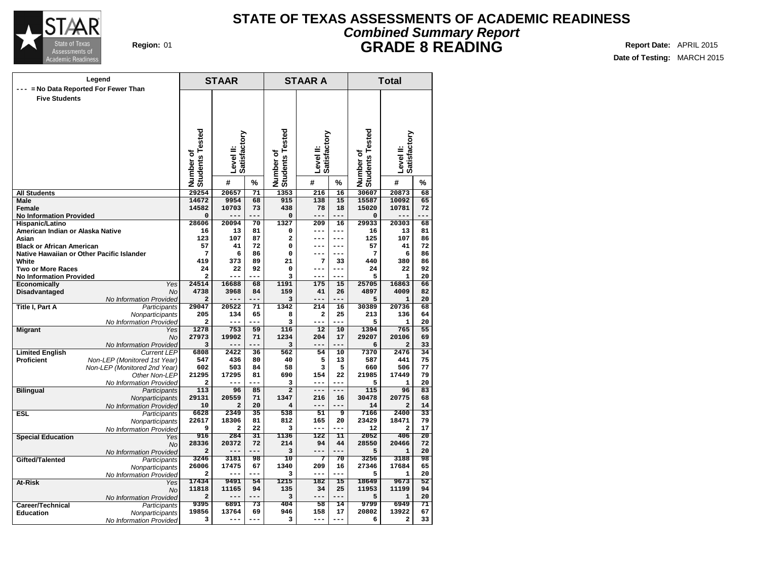# STATE OF TEXAS ASSESSMENTS OF ACADEMIC READINESS

## *Combined Summary Report*

## GRADE 8 READING

**Region:** 01

**Report Date:** APRIL 2015

**Date of Testing:** MARCH 2015

| Legend --- = No Data Reported For Fewer Than Five Students | | STAAR | | | STAAR A | | | Total | | |
|---|---|---|---|---|---|---|---|---|---|---|
| | | Number of Students Tested | Level II: Satisfactory # | Level II: Satisfactory % | Number of Students Tested | Level II: Satisfactory # | Level II: Satisfactory % | Number of Students Tested | Level II: Satisfactory # | Level II: Satisfactory % |
| **All Students** | | 29254 | 20657 | 71 | 1353 | 216 | 16 | 30607 | 20873 | 68 |
| **Male** | | 14672 | 9954 | 68 | 915 | 138 | 15 | 15587 | 10092 | 65 |
| **Female** | | 14582 | 10703 | 73 | 438 | 78 | 18 | 15020 | 10781 | 72 |
| **No Information Provided** | | 0 | --- | --- | 0 | --- | --- | 0 | --- | --- |
| **Hispanic/Latino** | | 28606 | 20094 | 70 | 1327 | 209 | 16 | 29933 | 20303 | 68 |
| **American Indian or Alaska Native** | | 16 | 13 | 81 | 0 | --- | --- | 16 | 13 | 81 |
| **Asian** | | 123 | 107 | 87 | 2 | --- | --- | 125 | 107 | 86 |
| **Black or African American** | | 57 | 41 | 72 | 0 | --- | --- | 57 | 41 | 72 |
| **Native Hawaiian or Other Pacific Islander** | | 7 | 6 | 86 | 0 | --- | --- | 7 | 6 | 86 |
| **White** | | 419 | 373 | 89 | 21 | 7 | 33 | 440 | 380 | 86 |
| **Two or More Races** | | 24 | 22 | 92 | 0 | --- | --- | 24 | 22 | 92 |
| **No Information Provided** | | 2 | --- | --- | 3 | --- | --- | 5 | 1 | 20 |
| **Economically Disadvantaged** | *Yes* | 24514 | 16688 | 68 | 1191 | 175 | 15 | 25705 | 16863 | 66 |
| | *No* | 4738 | 3968 | 84 | 159 | 41 | 26 | 4897 | 4009 | 82 |
| | *No Information Provided* | 2 | --- | --- | 3 | --- | --- | 5 | 1 | 20 |
| **Title I, Part A** | *Participants* | 29047 | 20522 | 71 | 1342 | 214 | 16 | 30389 | 20736 | 68 |
| | *Nonparticipants* | 205 | 134 | 65 | 8 | 2 | 25 | 213 | 136 | 64 |
| | *No Information Provided* | 2 | --- | --- | 3 | --- | --- | 5 | 1 | 20 |
| **Migrant** | *Yes* | 1278 | 753 | 59 | 116 | 12 | 10 | 1394 | 765 | 55 |
| | *No* | 27973 | 19902 | 71 | 1234 | 204 | 17 | 29207 | 20106 | 69 |
| | *No Information Provided* | 3 | --- | --- | 3 | --- | --- | 6 | 2 | 33 |
| **Limited English Proficient** | *Current LEP* | 6808 | 2422 | 36 | 562 | 54 | 10 | 7370 | 2476 | 34 |
| | *Non-LEP (Monitored 1st Year)* | 547 | 436 | 80 | 40 | 5 | 13 | 587 | 441 | 75 |
| | *Non-LEP (Monitored 2nd Year)* | 602 | 503 | 84 | 58 | 3 | 5 | 660 | 506 | 77 |
| | *Other Non-LEP* | 21295 | 17295 | 81 | 690 | 154 | 22 | 21985 | 17449 | 79 |
| | *No Information Provided* | 2 | --- | --- | 3 | --- | --- | 5 | 1 | 20 |
| **Bilingual** | *Participants* | 113 | 96 | 85 | 2 | --- | --- | 115 | 96 | 83 |
| | *Nonparticipants* | 29131 | 20559 | 71 | 1347 | 216 | 16 | 30478 | 20775 | 68 |
| | *No Information Provided* | 10 | 2 | 20 | 4 | --- | --- | 14 | 2 | 14 |
| **ESL** | *Participants* | 6628 | 2349 | 35 | 538 | 51 | 9 | 7166 | 2400 | 33 |
| | *Nonparticipants* | 22617 | 18306 | 81 | 812 | 165 | 20 | 23429 | 18471 | 79 |
| | *No Information Provided* | 9 | 2 | 22 | 3 | --- | --- | 12 | 2 | 17 |
| **Special Education** | *Yes* | 916 | 284 | 31 | 1136 | 122 | 11 | 2052 | 406 | 20 |
| | *No* | 28336 | 20372 | 72 | 214 | 94 | 44 | 28550 | 20466 | 72 |
| | *No Information Provided* | 2 | --- | --- | 3 | --- | --- | 5 | 1 | 20 |
| **Gifted/Talented** | *Participants* | 3246 | 3181 | 98 | 10 | 7 | 70 | 3256 | 3188 | 98 |
| | *Nonparticipants* | 26006 | 17475 | 67 | 1340 | 209 | 16 | 27346 | 17684 | 65 |
| | *No Information Provided* | 2 | --- | --- | 3 | --- | --- | 5 | 1 | 20 |
| **At-Risk** | *Yes* | 17434 | 9491 | 54 | 1215 | 182 | 15 | 18649 | 9673 | 52 |
| | *No* | 11818 | 11165 | 94 | 135 | 34 | 25 | 11953 | 11199 | 94 |
| | *No Information Provided* | 2 | --- | --- | 3 | --- | --- | 5 | 1 | 20 |
| **Career/Technical Education** | *Participants* | 9395 | 6891 | 73 | 404 | 58 | 14 | 9799 | 6949 | 71 |
| | *Nonparticipants* | 19856 | 13764 | 69 | 946 | 158 | 17 | 20802 | 13922 | 67 |
| | *No Information Provided* | 3 | --- | --- | 3 | --- | --- | 6 | 2 | 33 |